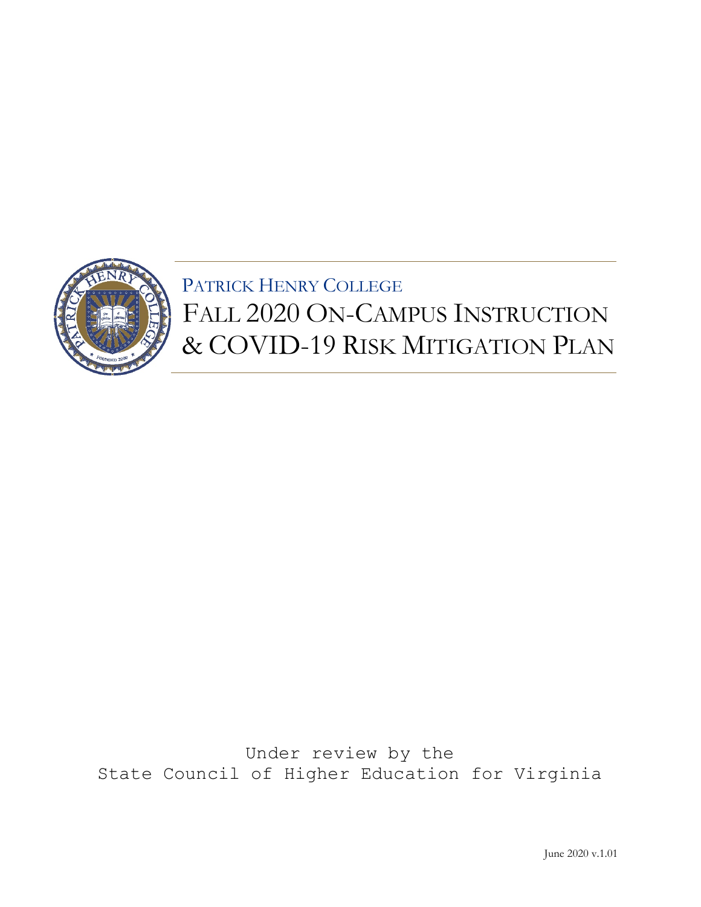PATRICK HENRY COLLEGE

# FALL 2020 ON-CAMPUS INSTRUCTION & COVID-19 RISK MITIGATION PLAN

Under review by the
State Council of Higher Education for Virginia

June 2020 v.1.01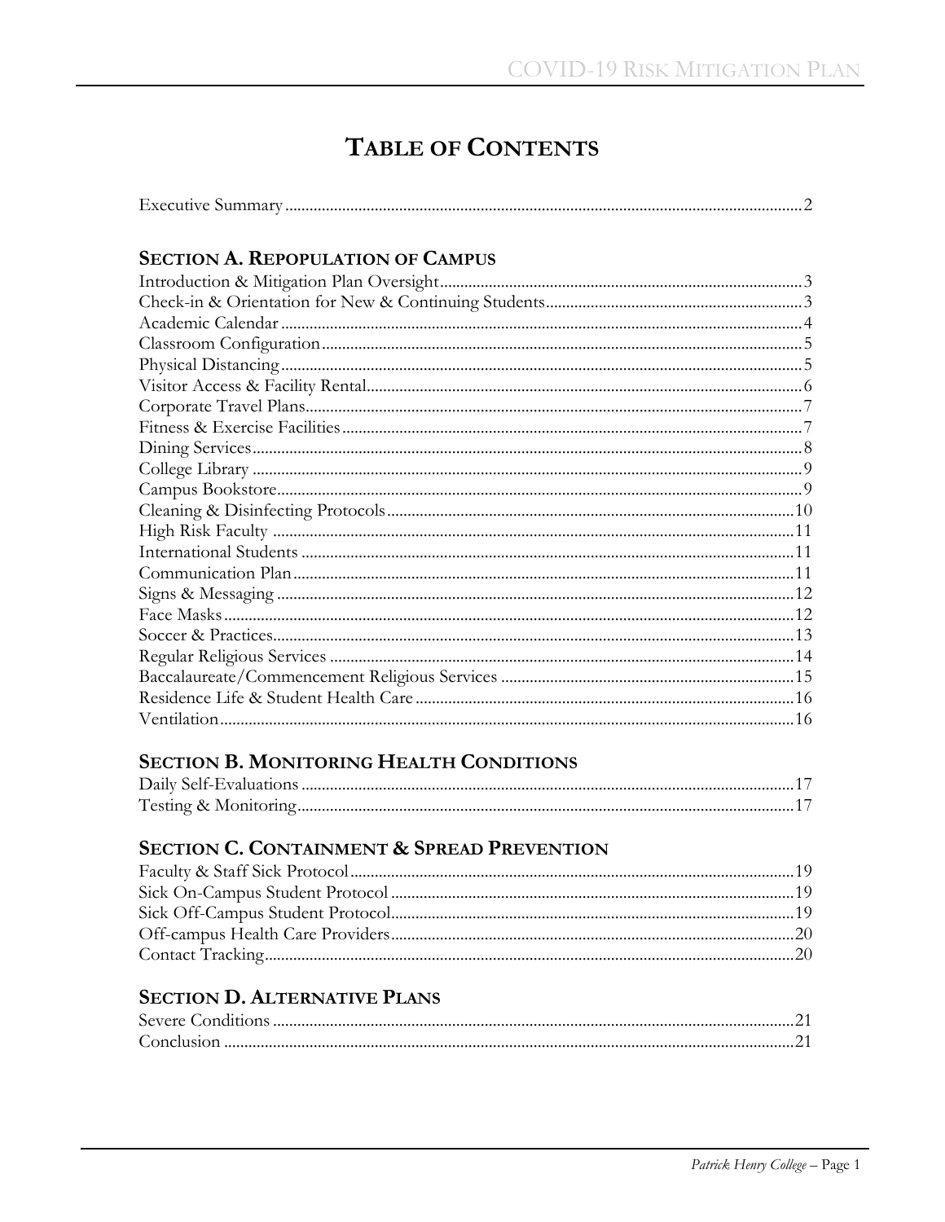# TABLE OF CONTENTS

Executive Summary ..... 2

## SECTION A. REPOPULATION OF CAMPUS

Introduction & Mitigation Plan Oversight ..... 3
Check-in & Orientation for New & Continuing Students ..... 3
Academic Calendar ..... 4
Classroom Configuration ..... 5
Physical Distancing ..... 5
Visitor Access & Facility Rental ..... 6
Corporate Travel Plans ..... 7
Fitness & Exercise Facilities ..... 7
Dining Services ..... 8
College Library ..... 9
Campus Bookstore ..... 9
Cleaning & Disinfecting Protocols ..... 10
High Risk Faculty ..... 11
International Students ..... 11
Communication Plan ..... 11
Signs & Messaging ..... 12
Face Masks ..... 12
Soccer & Practices ..... 13
Regular Religious Services ..... 14
Baccalaureate/Commencement Religious Services ..... 15
Residence Life & Student Health Care ..... 16
Ventilation ..... 16

## SECTION B. MONITORING HEALTH CONDITIONS

Daily Self-Evaluations ..... 17
Testing & Monitoring ..... 17

## SECTION C. CONTAINMENT & SPREAD PREVENTION

Faculty & Staff Sick Protocol ..... 19
Sick On-Campus Student Protocol ..... 19
Sick Off-Campus Student Protocol ..... 19
Off-campus Health Care Providers ..... 20
Contact Tracking ..... 20

## SECTION D. ALTERNATIVE PLANS

Severe Conditions ..... 21
Conclusion ..... 21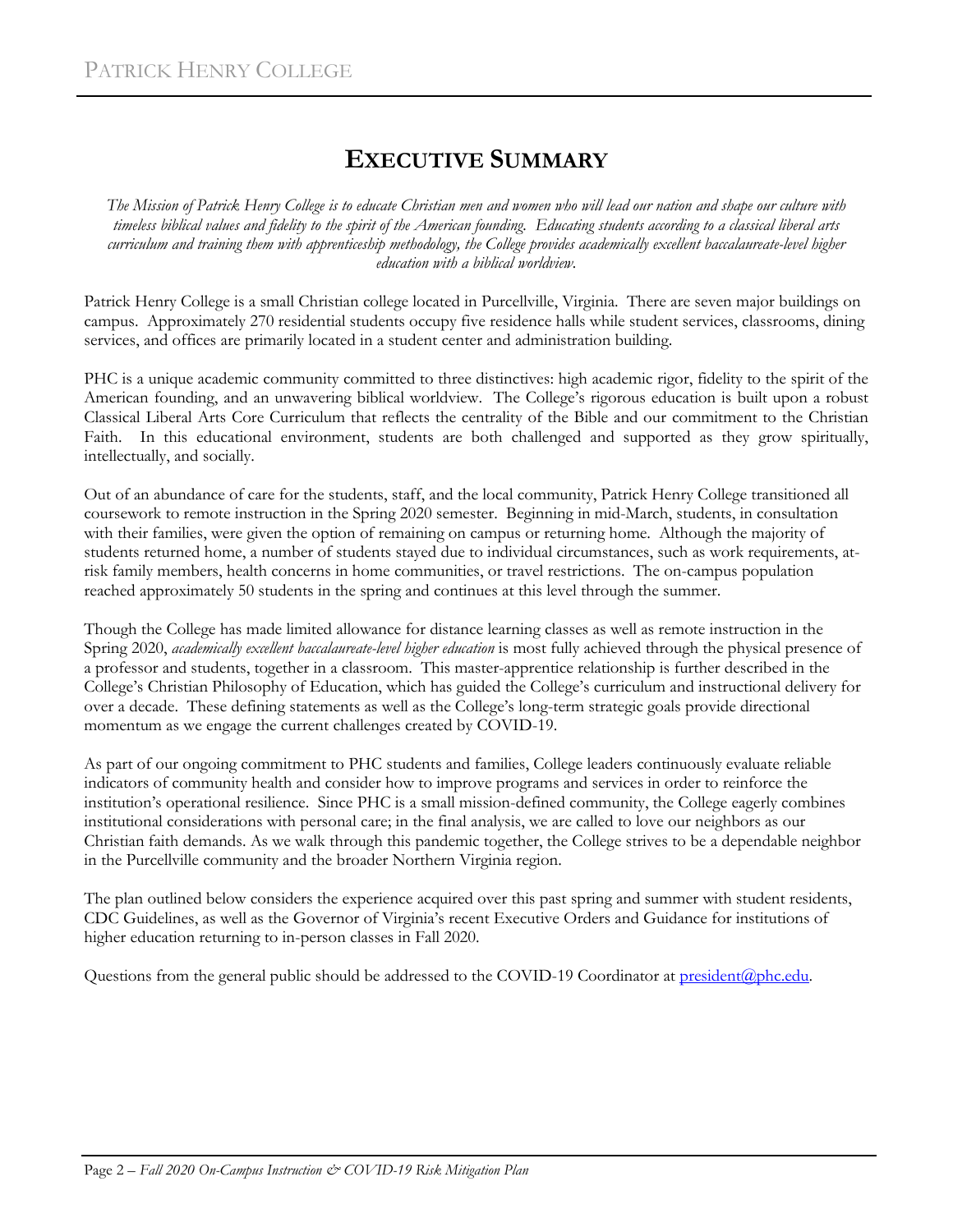# EXECUTIVE SUMMARY

*The Mission of Patrick Henry College is to educate Christian men and women who will lead our nation and shape our culture with timeless biblical values and fidelity to the spirit of the American founding. Educating students according to a classical liberal arts curriculum and training them with apprenticeship methodology, the College provides academically excellent baccalaureate-level higher education with a biblical worldview.*

Patrick Henry College is a small Christian college located in Purcellville, Virginia. There are seven major buildings on campus. Approximately 270 residential students occupy five residence halls while student services, classrooms, dining services, and offices are primarily located in a student center and administration building.

PHC is a unique academic community committed to three distinctives: high academic rigor, fidelity to the spirit of the American founding, and an unwavering biblical worldview. The College's rigorous education is built upon a robust Classical Liberal Arts Core Curriculum that reflects the centrality of the Bible and our commitment to the Christian Faith. In this educational environment, students are both challenged and supported as they grow spiritually, intellectually, and socially.

Out of an abundance of care for the students, staff, and the local community, Patrick Henry College transitioned all coursework to remote instruction in the Spring 2020 semester. Beginning in mid-March, students, in consultation with their families, were given the option of remaining on campus or returning home. Although the majority of students returned home, a number of students stayed due to individual circumstances, such as work requirements, at-risk family members, health concerns in home communities, or travel restrictions. The on-campus population reached approximately 50 students in the spring and continues at this level through the summer.

Though the College has made limited allowance for distance learning classes as well as remote instruction in the Spring 2020, *academically excellent baccalaureate-level higher education* is most fully achieved through the physical presence of a professor and students, together in a classroom. This master-apprentice relationship is further described in the College's Christian Philosophy of Education, which has guided the College's curriculum and instructional delivery for over a decade. These defining statements as well as the College's long-term strategic goals provide directional momentum as we engage the current challenges created by COVID-19.

As part of our ongoing commitment to PHC students and families, College leaders continuously evaluate reliable indicators of community health and consider how to improve programs and services in order to reinforce the institution's operational resilience. Since PHC is a small mission-defined community, the College eagerly combines institutional considerations with personal care; in the final analysis, we are called to love our neighbors as our Christian faith demands. As we walk through this pandemic together, the College strives to be a dependable neighbor in the Purcellville community and the broader Northern Virginia region.

The plan outlined below considers the experience acquired over this past spring and summer with student residents, CDC Guidelines, as well as the Governor of Virginia's recent Executive Orders and Guidance for institutions of higher education returning to in-person classes in Fall 2020.

Questions from the general public should be addressed to the COVID-19 Coordinator at president@phc.edu.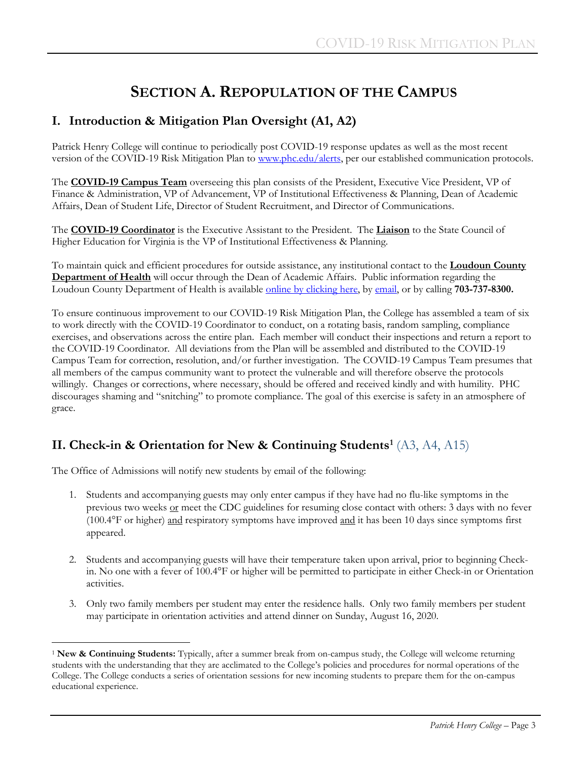# SECTION A. REPOPULATION OF THE CAMPUS

## I. Introduction & Mitigation Plan Oversight (A1, A2)

Patrick Henry College will continue to periodically post COVID-19 response updates as well as the most recent version of the COVID-19 Risk Mitigation Plan to [www.phc.edu/alerts](www.phc.edu/alerts), per our established communication protocols.

The **COVID-19 Campus Team** overseeing this plan consists of the President, Executive Vice President, VP of Finance & Administration, VP of Advancement, VP of Institutional Effectiveness & Planning, Dean of Academic Affairs, Dean of Student Life, Director of Student Recruitment, and Director of Communications.

The **COVID-19 Coordinator** is the Executive Assistant to the President. The **Liaison** to the State Council of Higher Education for Virginia is the VP of Institutional Effectiveness & Planning.

To maintain quick and efficient procedures for outside assistance, any institutional contact to the **Loudoun County Department of Health** will occur through the Dean of Academic Affairs. Public information regarding the Loudoun County Department of Health is available online by clicking here, by email, or by calling **703-737-8300.**

To ensure continuous improvement to our COVID-19 Risk Mitigation Plan, the College has assembled a team of six to work directly with the COVID-19 Coordinator to conduct, on a rotating basis, random sampling, compliance exercises, and observations across the entire plan. Each member will conduct their inspections and return a report to the COVID-19 Coordinator. All deviations from the Plan will be assembled and distributed to the COVID-19 Campus Team for correction, resolution, and/or further investigation. The COVID-19 Campus Team presumes that all members of the campus community want to protect the vulnerable and will therefore observe the protocols willingly. Changes or corrections, where necessary, should be offered and received kindly and with humility. PHC discourages shaming and "snitching" to promote compliance. The goal of this exercise is safety in an atmosphere of grace.

## II. Check-in & Orientation for New & Continuing Students[1] (A3, A4, A15)

The Office of Admissions will notify new students by email of the following:

1. Students and accompanying guests may only enter campus if they have had no flu-like symptoms in the previous two weeks or meet the CDC guidelines for resuming close contact with others: 3 days with no fever (100.4°F or higher) and respiratory symptoms have improved and it has been 10 days since symptoms first appeared.

2. Students and accompanying guests will have their temperature taken upon arrival, prior to beginning Check-in. No one with a fever of 100.4°F or higher will be permitted to participate in either Check-in or Orientation activities.

3. Only two family members per student may enter the residence halls. Only two family members per student may participate in orientation activities and attend dinner on Sunday, August 16, 2020.

---

[1] **New & Continuing Students:** Typically, after a summer break from on-campus study, the College will welcome returning students with the understanding that they are acclimated to the College's policies and procedures for normal operations of the College. The College conducts a series of orientation sessions for new incoming students to prepare them for the on-campus educational experience.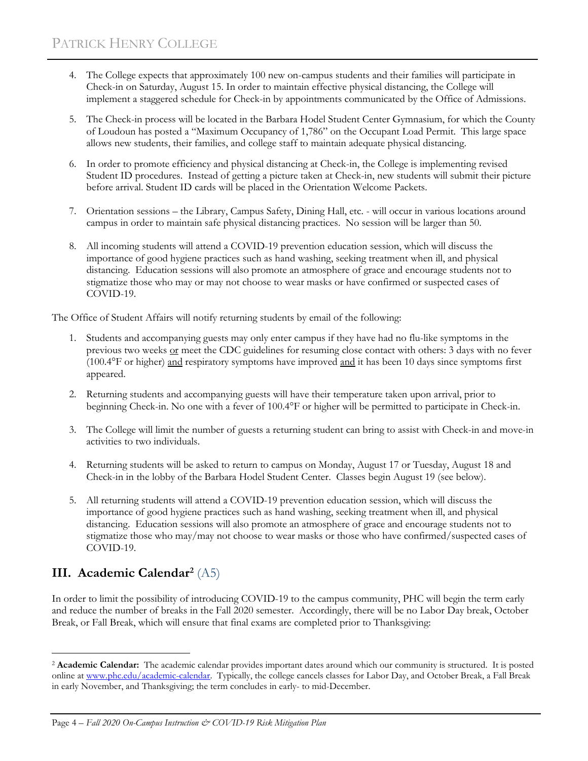4. The College expects that approximately 100 new on-campus students and their families will participate in Check-in on Saturday, August 15. In order to maintain effective physical distancing, the College will implement a staggered schedule for Check-in by appointments communicated by the Office of Admissions.

5. The Check-in process will be located in the Barbara Hodel Student Center Gymnasium, for which the County of Loudoun has posted a "Maximum Occupancy of 1,786" on the Occupant Load Permit. This large space allows new students, their families, and college staff to maintain adequate physical distancing.

6. In order to promote efficiency and physical distancing at Check-in, the College is implementing revised Student ID procedures. Instead of getting a picture taken at Check-in, new students will submit their picture before arrival. Student ID cards will be placed in the Orientation Welcome Packets.

7. Orientation sessions – the Library, Campus Safety, Dining Hall, etc. - will occur in various locations around campus in order to maintain safe physical distancing practices. No session will be larger than 50.

8. All incoming students will attend a COVID-19 prevention education session, which will discuss the importance of good hygiene practices such as hand washing, seeking treatment when ill, and physical distancing. Education sessions will also promote an atmosphere of grace and encourage students not to stigmatize those who may or may not choose to wear masks or have confirmed or suspected cases of COVID-19.

The Office of Student Affairs will notify returning students by email of the following:

1. Students and accompanying guests may only enter campus if they have had no flu-like symptoms in the previous two weeks or meet the CDC guidelines for resuming close contact with others: 3 days with no fever (100.4°F or higher) and respiratory symptoms have improved and it has been 10 days since symptoms first appeared.

2. Returning students and accompanying guests will have their temperature taken upon arrival, prior to beginning Check-in. No one with a fever of 100.4°F or higher will be permitted to participate in Check-in.

3. The College will limit the number of guests a returning student can bring to assist with Check-in and move-in activities to two individuals.

4. Returning students will be asked to return to campus on Monday, August 17 or Tuesday, August 18 and Check-in in the lobby of the Barbara Hodel Student Center. Classes begin August 19 (see below).

5. All returning students will attend a COVID-19 prevention education session, which will discuss the importance of good hygiene practices such as hand washing, seeking treatment when ill, and physical distancing. Education sessions will also promote an atmosphere of grace and encourage students not to stigmatize those who may/may not choose to wear masks or those who have confirmed/suspected cases of COVID-19.

## III. Academic Calendar[2] (A5)

In order to limit the possibility of introducing COVID-19 to the campus community, PHC will begin the term early and reduce the number of breaks in the Fall 2020 semester. Accordingly, there will be no Labor Day break, October Break, or Fall Break, which will ensure that final exams are completed prior to Thanksgiving:

---

[2] **Academic Calendar:** The academic calendar provides important dates around which our community is structured. It is posted online at [www.phc.edu/academic-calendar](http://www.phc.edu/academic-calendar). Typically, the college cancels classes for Labor Day, and October Break, a Fall Break in early November, and Thanksgiving; the term concludes in early- to mid-December.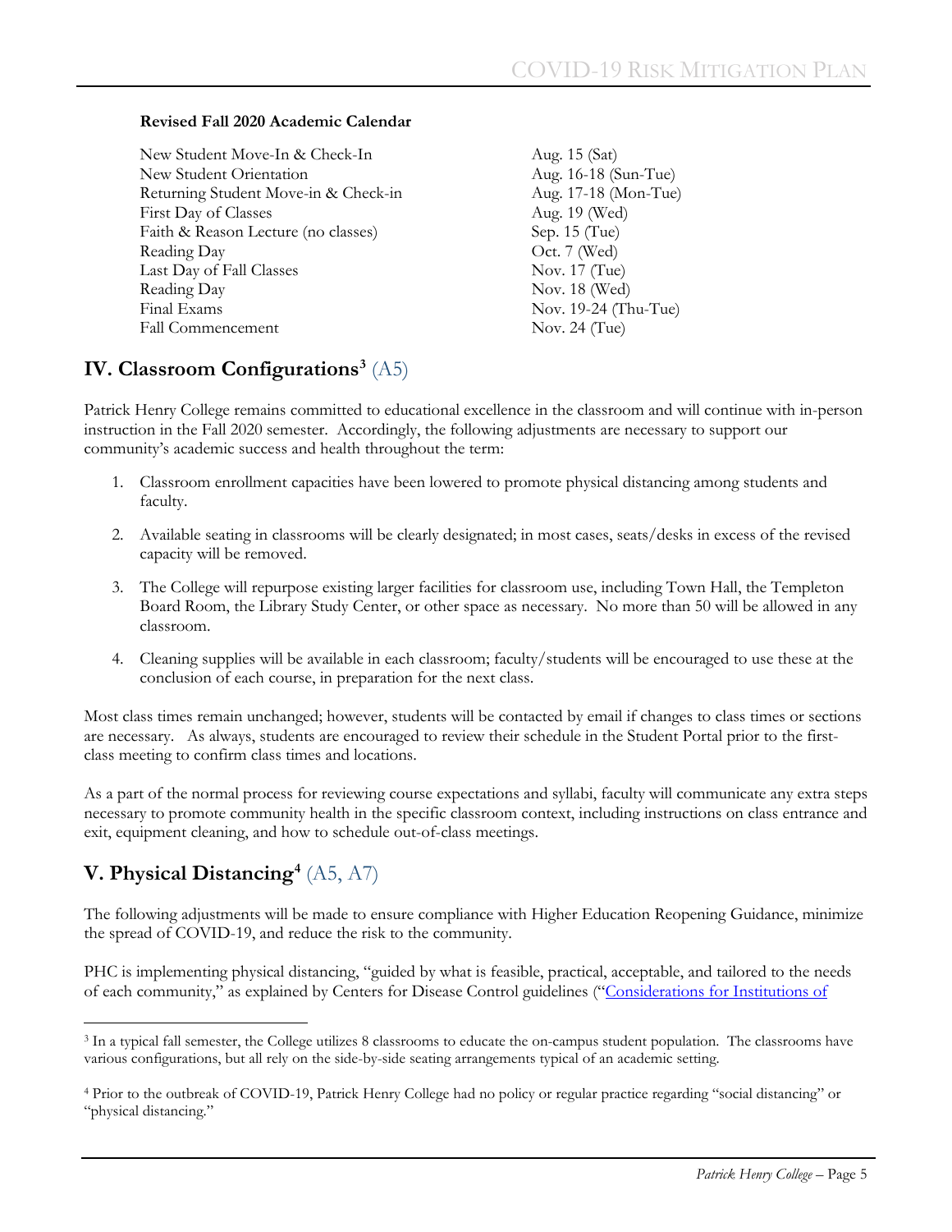**Revised Fall 2020 Academic Calendar**

| | |
|---|---|
| New Student Move-In & Check-In | Aug. 15 (Sat) |
| New Student Orientation | Aug. 16-18 (Sun-Tue) |
| Returning Student Move-in & Check-in | Aug. 17-18 (Mon-Tue) |
| First Day of Classes | Aug. 19 (Wed) |
| Faith & Reason Lecture (no classes) | Sep. 15 (Tue) |
| Reading Day | Oct. 7 (Wed) |
| Last Day of Fall Classes | Nov. 17 (Tue) |
| Reading Day | Nov. 18 (Wed) |
| Final Exams | Nov. 19-24 (Thu-Tue) |
| Fall Commencement | Nov. 24 (Tue) |

## IV. Classroom Configurations[3] (A5)

Patrick Henry College remains committed to educational excellence in the classroom and will continue with in-person instruction in the Fall 2020 semester. Accordingly, the following adjustments are necessary to support our community's academic success and health throughout the term:

1. Classroom enrollment capacities have been lowered to promote physical distancing among students and faculty.
2. Available seating in classrooms will be clearly designated; in most cases, seats/desks in excess of the revised capacity will be removed.
3. The College will repurpose existing larger facilities for classroom use, including Town Hall, the Templeton Board Room, the Library Study Center, or other space as necessary. No more than 50 will be allowed in any classroom.
4. Cleaning supplies will be available in each classroom; faculty/students will be encouraged to use these at the conclusion of each course, in preparation for the next class.

Most class times remain unchanged; however, students will be contacted by email if changes to class times or sections are necessary. As always, students are encouraged to review their schedule in the Student Portal prior to the first-class meeting to confirm class times and locations.

As a part of the normal process for reviewing course expectations and syllabi, faculty will communicate any extra steps necessary to promote community health in the specific classroom context, including instructions on class entrance and exit, equipment cleaning, and how to schedule out-of-class meetings.

## V. Physical Distancing[4] (A5, A7)

The following adjustments will be made to ensure compliance with Higher Education Reopening Guidance, minimize the spread of COVID-19, and reduce the risk to the community.

PHC is implementing physical distancing, "guided by what is feasible, practical, acceptable, and tailored to the needs of each community," as explained by Centers for Disease Control guidelines ("Considerations for Institutions of

---

[3] In a typical fall semester, the College utilizes 8 classrooms to educate the on-campus student population. The classrooms have various configurations, but all rely on the side-by-side seating arrangements typical of an academic setting.

[4] Prior to the outbreak of COVID-19, Patrick Henry College had no policy or regular practice regarding "social distancing" or "physical distancing."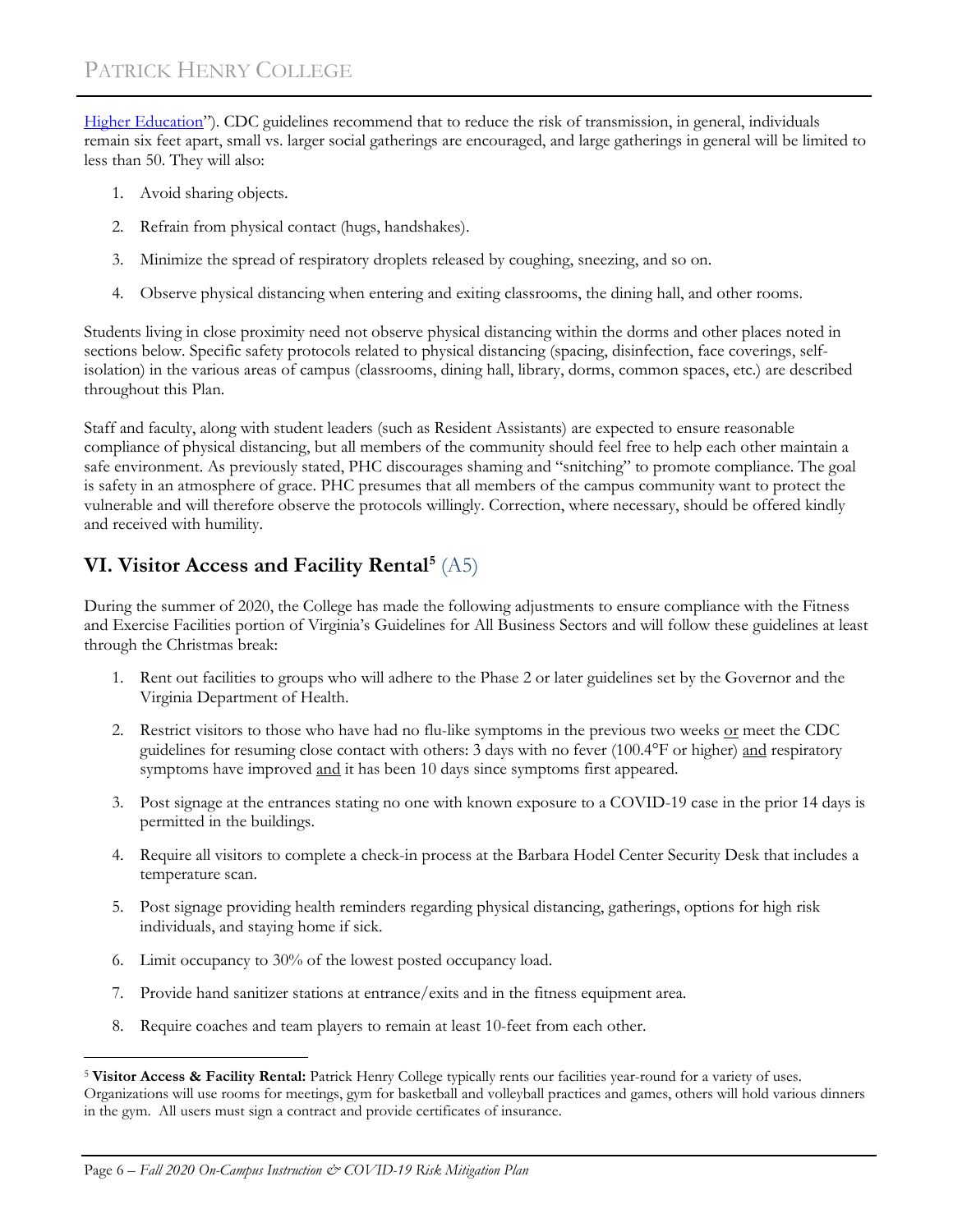Higher Education"). CDC guidelines recommend that to reduce the risk of transmission, in general, individuals remain six feet apart, small vs. larger social gatherings are encouraged, and large gatherings in general will be limited to less than 50. They will also:

1. Avoid sharing objects.
2. Refrain from physical contact (hugs, handshakes).
3. Minimize the spread of respiratory droplets released by coughing, sneezing, and so on.
4. Observe physical distancing when entering and exiting classrooms, the dining hall, and other rooms.

Students living in close proximity need not observe physical distancing within the dorms and other places noted in sections below. Specific safety protocols related to physical distancing (spacing, disinfection, face coverings, self-isolation) in the various areas of campus (classrooms, dining hall, library, dorms, common spaces, etc.) are described throughout this Plan.

Staff and faculty, along with student leaders (such as Resident Assistants) are expected to ensure reasonable compliance of physical distancing, but all members of the community should feel free to help each other maintain a safe environment. As previously stated, PHC discourages shaming and "snitching" to promote compliance. The goal is safety in an atmosphere of grace. PHC presumes that all members of the campus community want to protect the vulnerable and will therefore observe the protocols willingly. Correction, where necessary, should be offered kindly and received with humility.

## VI. Visitor Access and Facility Rental[5] (A5)

During the summer of 2020, the College has made the following adjustments to ensure compliance with the Fitness and Exercise Facilities portion of Virginia's Guidelines for All Business Sectors and will follow these guidelines at least through the Christmas break:

1. Rent out facilities to groups who will adhere to the Phase 2 or later guidelines set by the Governor and the Virginia Department of Health.
2. Restrict visitors to those who have had no flu-like symptoms in the previous two weeks or meet the CDC guidelines for resuming close contact with others: 3 days with no fever (100.4°F or higher) and respiratory symptoms have improved and it has been 10 days since symptoms first appeared.
3. Post signage at the entrances stating no one with known exposure to a COVID-19 case in the prior 14 days is permitted in the buildings.
4. Require all visitors to complete a check-in process at the Barbara Hodel Center Security Desk that includes a temperature scan.
5. Post signage providing health reminders regarding physical distancing, gatherings, options for high risk individuals, and staying home if sick.
6. Limit occupancy to 30% of the lowest posted occupancy load.
7. Provide hand sanitizer stations at entrance/exits and in the fitness equipment area.
8. Require coaches and team players to remain at least 10-feet from each other.

[5] **Visitor Access & Facility Rental:** Patrick Henry College typically rents our facilities year-round for a variety of uses. Organizations will use rooms for meetings, gym for basketball and volleyball practices and games, others will hold various dinners in the gym. All users must sign a contract and provide certificates of insurance.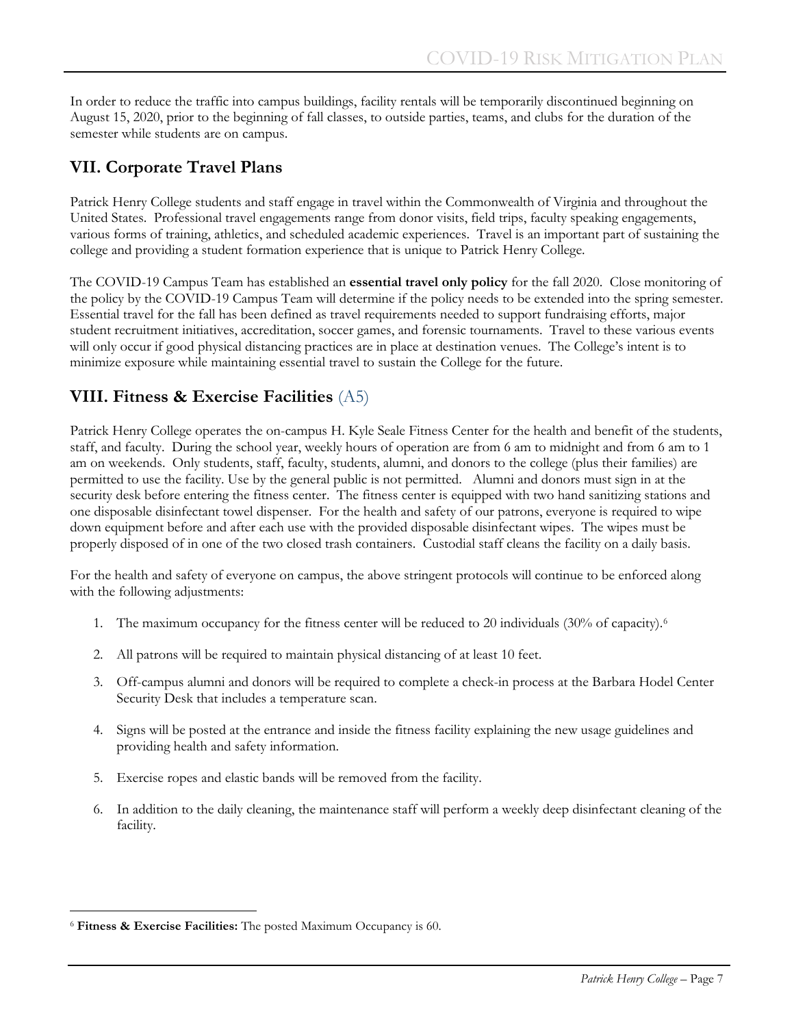In order to reduce the traffic into campus buildings, facility rentals will be temporarily discontinued beginning on August 15, 2020, prior to the beginning of fall classes, to outside parties, teams, and clubs for the duration of the semester while students are on campus.

## VII. Corporate Travel Plans

Patrick Henry College students and staff engage in travel within the Commonwealth of Virginia and throughout the United States. Professional travel engagements range from donor visits, field trips, faculty speaking engagements, various forms of training, athletics, and scheduled academic experiences. Travel is an important part of sustaining the college and providing a student formation experience that is unique to Patrick Henry College.

The COVID-19 Campus Team has established an **essential travel only policy** for the fall 2020. Close monitoring of the policy by the COVID-19 Campus Team will determine if the policy needs to be extended into the spring semester. Essential travel for the fall has been defined as travel requirements needed to support fundraising efforts, major student recruitment initiatives, accreditation, soccer games, and forensic tournaments. Travel to these various events will only occur if good physical distancing practices are in place at destination venues. The College's intent is to minimize exposure while maintaining essential travel to sustain the College for the future.

## VIII. Fitness & Exercise Facilities (A5)

Patrick Henry College operates the on-campus H. Kyle Seale Fitness Center for the health and benefit of the students, staff, and faculty. During the school year, weekly hours of operation are from 6 am to midnight and from 6 am to 1 am on weekends. Only students, staff, faculty, students, alumni, and donors to the college (plus their families) are permitted to use the facility. Use by the general public is not permitted. Alumni and donors must sign in at the security desk before entering the fitness center. The fitness center is equipped with two hand sanitizing stations and one disposable disinfectant towel dispenser. For the health and safety of our patrons, everyone is required to wipe down equipment before and after each use with the provided disposable disinfectant wipes. The wipes must be properly disposed of in one of the two closed trash containers. Custodial staff cleans the facility on a daily basis.

For the health and safety of everyone on campus, the above stringent protocols will continue to be enforced along with the following adjustments:

1. The maximum occupancy for the fitness center will be reduced to 20 individuals (30% of capacity).[6]
2. All patrons will be required to maintain physical distancing of at least 10 feet.
3. Off-campus alumni and donors will be required to complete a check-in process at the Barbara Hodel Center Security Desk that includes a temperature scan.
4. Signs will be posted at the entrance and inside the fitness facility explaining the new usage guidelines and providing health and safety information.
5. Exercise ropes and elastic bands will be removed from the facility.
6. In addition to the daily cleaning, the maintenance staff will perform a weekly deep disinfectant cleaning of the facility.

---

[6] **Fitness & Exercise Facilities:** The posted Maximum Occupancy is 60.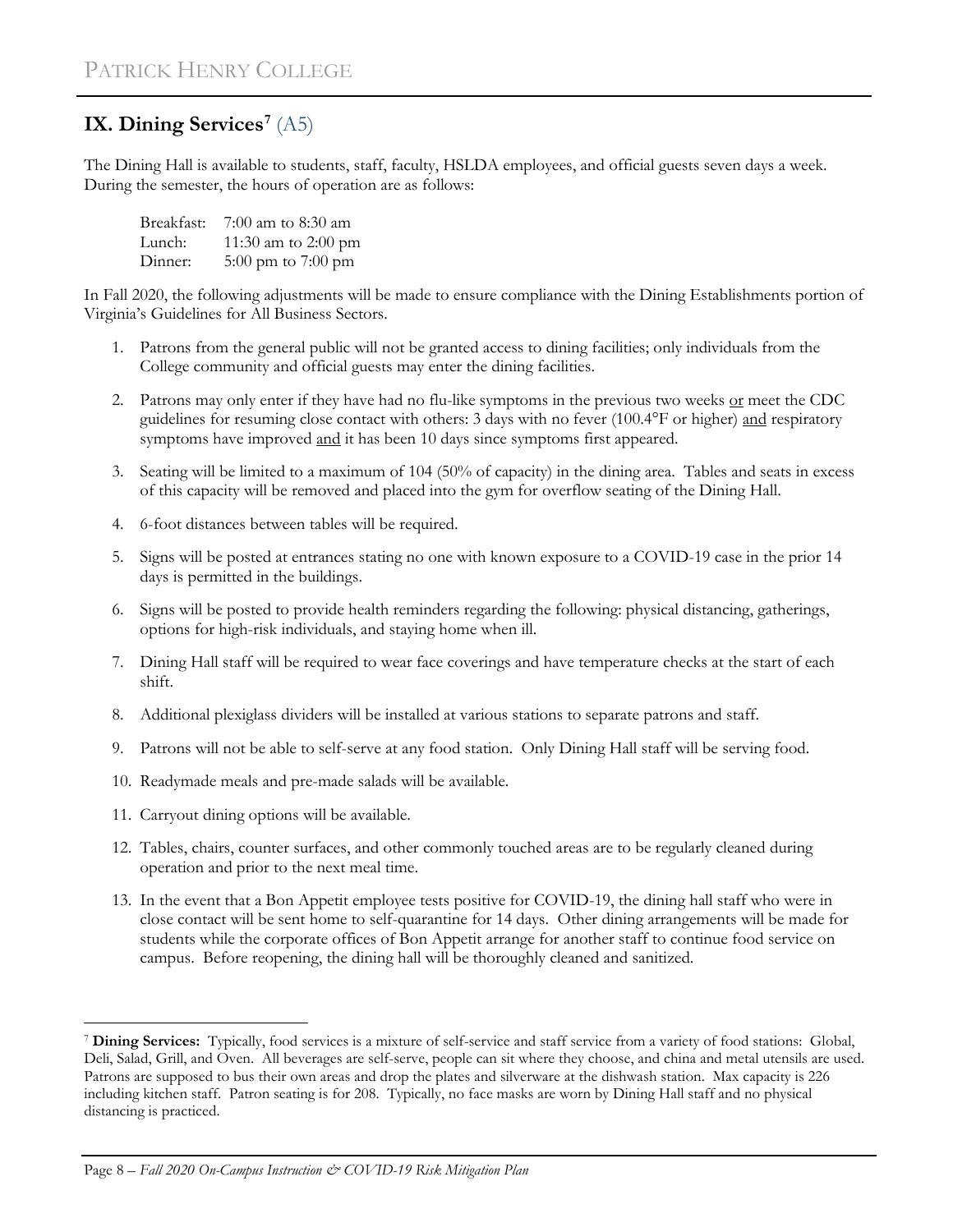## IX. Dining Services[7] (A5)

The Dining Hall is available to students, staff, faculty, HSLDA employees, and official guests seven days a week. During the semester, the hours of operation are as follows:

Breakfast: 7:00 am to 8:30 am
Lunch: 11:30 am to 2:00 pm
Dinner: 5:00 pm to 7:00 pm

In Fall 2020, the following adjustments will be made to ensure compliance with the Dining Establishments portion of Virginia's Guidelines for All Business Sectors.

1. Patrons from the general public will not be granted access to dining facilities; only individuals from the College community and official guests may enter the dining facilities.
2. Patrons may only enter if they have had no flu-like symptoms in the previous two weeks or meet the CDC guidelines for resuming close contact with others: 3 days with no fever (100.4°F or higher) and respiratory symptoms have improved and it has been 10 days since symptoms first appeared.
3. Seating will be limited to a maximum of 104 (50% of capacity) in the dining area. Tables and seats in excess of this capacity will be removed and placed into the gym for overflow seating of the Dining Hall.
4. 6-foot distances between tables will be required.
5. Signs will be posted at entrances stating no one with known exposure to a COVID-19 case in the prior 14 days is permitted in the buildings.
6. Signs will be posted to provide health reminders regarding the following: physical distancing, gatherings, options for high-risk individuals, and staying home when ill.
7. Dining Hall staff will be required to wear face coverings and have temperature checks at the start of each shift.
8. Additional plexiglass dividers will be installed at various stations to separate patrons and staff.
9. Patrons will not be able to self-serve at any food station. Only Dining Hall staff will be serving food.
10. Readymade meals and pre-made salads will be available.
11. Carryout dining options will be available.
12. Tables, chairs, counter surfaces, and other commonly touched areas are to be regularly cleaned during operation and prior to the next meal time.
13. In the event that a Bon Appetit employee tests positive for COVID-19, the dining hall staff who were in close contact will be sent home to self-quarantine for 14 days. Other dining arrangements will be made for students while the corporate offices of Bon Appetit arrange for another staff to continue food service on campus. Before reopening, the dining hall will be thoroughly cleaned and sanitized.

---

[7] **Dining Services:** Typically, food services is a mixture of self-service and staff service from a variety of food stations: Global, Deli, Salad, Grill, and Oven. All beverages are self-serve, people can sit where they choose, and china and metal utensils are used. Patrons are supposed to bus their own areas and drop the plates and silverware at the dishwash station. Max capacity is 226 including kitchen staff. Patron seating is for 208. Typically, no face masks are worn by Dining Hall staff and no physical distancing is practiced.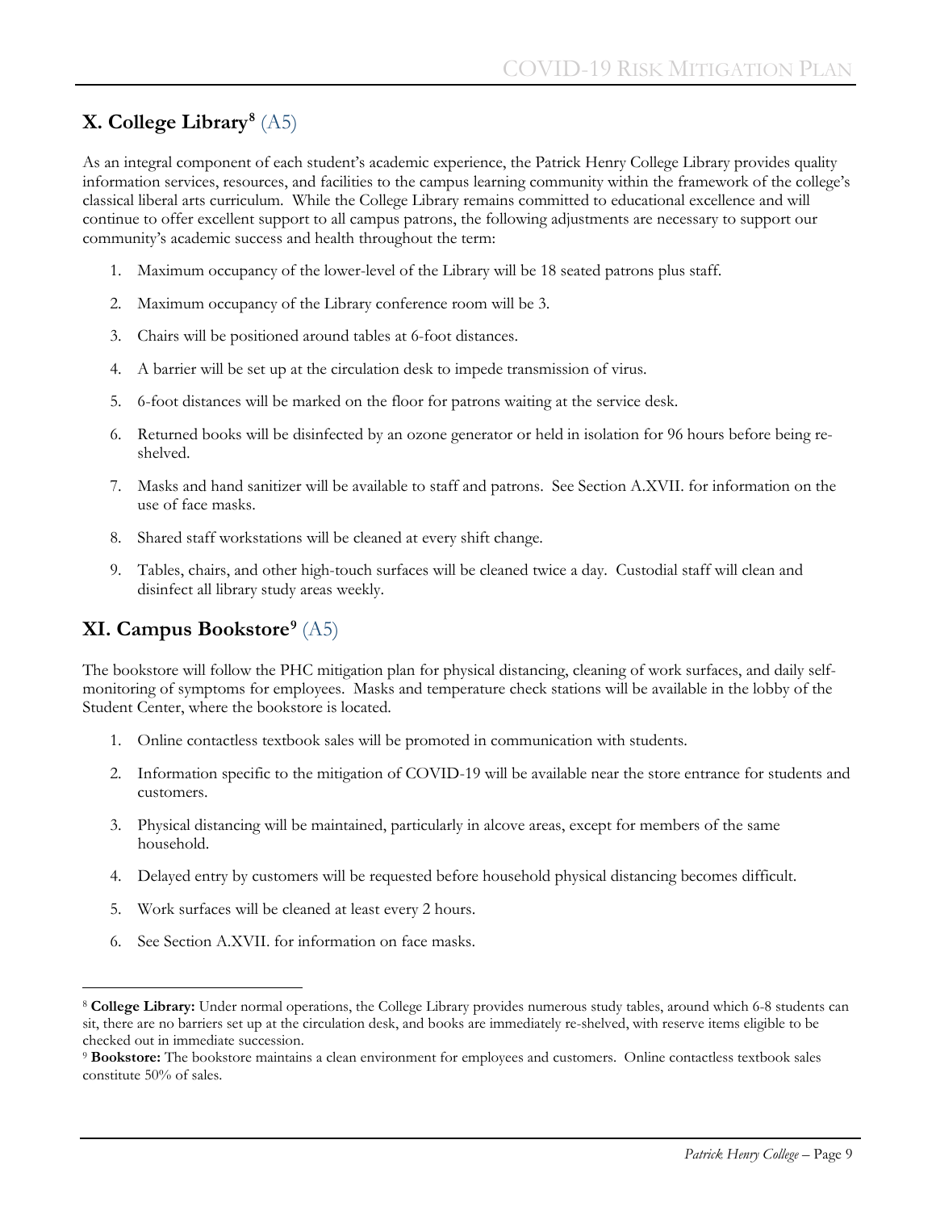## X. College Library[8] (A5)

As an integral component of each student's academic experience, the Patrick Henry College Library provides quality information services, resources, and facilities to the campus learning community within the framework of the college's classical liberal arts curriculum. While the College Library remains committed to educational excellence and will continue to offer excellent support to all campus patrons, the following adjustments are necessary to support our community's academic success and health throughout the term:

1. Maximum occupancy of the lower-level of the Library will be 18 seated patrons plus staff.
2. Maximum occupancy of the Library conference room will be 3.
3. Chairs will be positioned around tables at 6-foot distances.
4. A barrier will be set up at the circulation desk to impede transmission of virus.
5. 6-foot distances will be marked on the floor for patrons waiting at the service desk.
6. Returned books will be disinfected by an ozone generator or held in isolation for 96 hours before being re-shelved.
7. Masks and hand sanitizer will be available to staff and patrons. See Section A.XVII. for information on the use of face masks.
8. Shared staff workstations will be cleaned at every shift change.
9. Tables, chairs, and other high-touch surfaces will be cleaned twice a day. Custodial staff will clean and disinfect all library study areas weekly.

## XI. Campus Bookstore[9] (A5)

The bookstore will follow the PHC mitigation plan for physical distancing, cleaning of work surfaces, and daily self-monitoring of symptoms for employees. Masks and temperature check stations will be available in the lobby of the Student Center, where the bookstore is located.

1. Online contactless textbook sales will be promoted in communication with students.
2. Information specific to the mitigation of COVID-19 will be available near the store entrance for students and customers.
3. Physical distancing will be maintained, particularly in alcove areas, except for members of the same household.
4. Delayed entry by customers will be requested before household physical distancing becomes difficult.
5. Work surfaces will be cleaned at least every 2 hours.
6. See Section A.XVII. for information on face masks.

---

[8] **College Library:** Under normal operations, the College Library provides numerous study tables, around which 6-8 students can sit, there are no barriers set up at the circulation desk, and books are immediately re-shelved, with reserve items eligible to be checked out in immediate succession.

[9] **Bookstore:** The bookstore maintains a clean environment for employees and customers. Online contactless textbook sales constitute 50% of sales.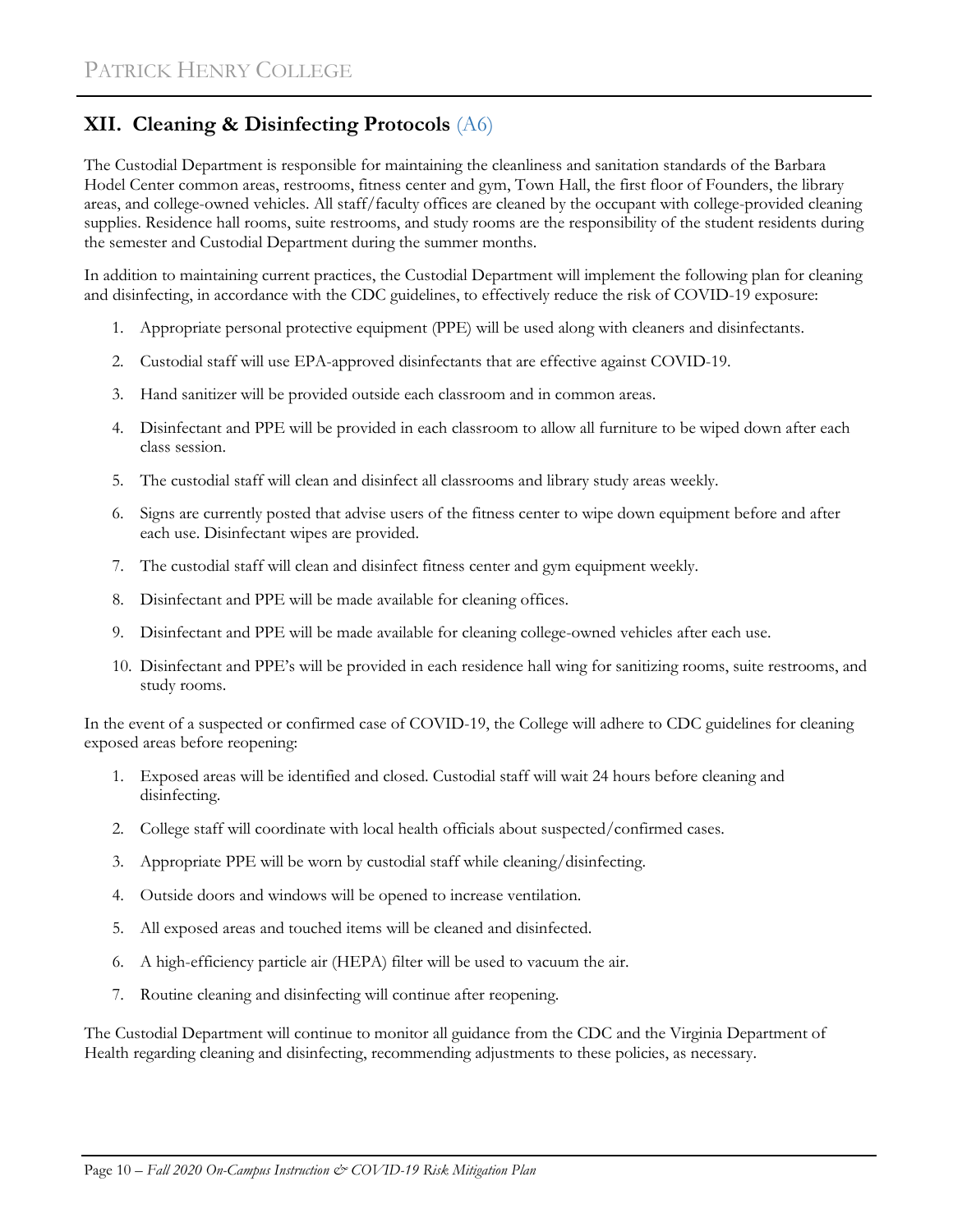## XII. Cleaning & Disinfecting Protocols (A6)

The Custodial Department is responsible for maintaining the cleanliness and sanitation standards of the Barbara Hodel Center common areas, restrooms, fitness center and gym, Town Hall, the first floor of Founders, the library areas, and college-owned vehicles. All staff/faculty offices are cleaned by the occupant with college-provided cleaning supplies. Residence hall rooms, suite restrooms, and study rooms are the responsibility of the student residents during the semester and Custodial Department during the summer months.

In addition to maintaining current practices, the Custodial Department will implement the following plan for cleaning and disinfecting, in accordance with the CDC guidelines, to effectively reduce the risk of COVID-19 exposure:

1. Appropriate personal protective equipment (PPE) will be used along with cleaners and disinfectants.
2. Custodial staff will use EPA-approved disinfectants that are effective against COVID-19.
3. Hand sanitizer will be provided outside each classroom and in common areas.
4. Disinfectant and PPE will be provided in each classroom to allow all furniture to be wiped down after each class session.
5. The custodial staff will clean and disinfect all classrooms and library study areas weekly.
6. Signs are currently posted that advise users of the fitness center to wipe down equipment before and after each use. Disinfectant wipes are provided.
7. The custodial staff will clean and disinfect fitness center and gym equipment weekly.
8. Disinfectant and PPE will be made available for cleaning offices.
9. Disinfectant and PPE will be made available for cleaning college-owned vehicles after each use.
10. Disinfectant and PPE's will be provided in each residence hall wing for sanitizing rooms, suite restrooms, and study rooms.

In the event of a suspected or confirmed case of COVID-19, the College will adhere to CDC guidelines for cleaning exposed areas before reopening:

1. Exposed areas will be identified and closed. Custodial staff will wait 24 hours before cleaning and disinfecting.
2. College staff will coordinate with local health officials about suspected/confirmed cases.
3. Appropriate PPE will be worn by custodial staff while cleaning/disinfecting.
4. Outside doors and windows will be opened to increase ventilation.
5. All exposed areas and touched items will be cleaned and disinfected.
6. A high-efficiency particle air (HEPA) filter will be used to vacuum the air.
7. Routine cleaning and disinfecting will continue after reopening.

The Custodial Department will continue to monitor all guidance from the CDC and the Virginia Department of Health regarding cleaning and disinfecting, recommending adjustments to these policies, as necessary.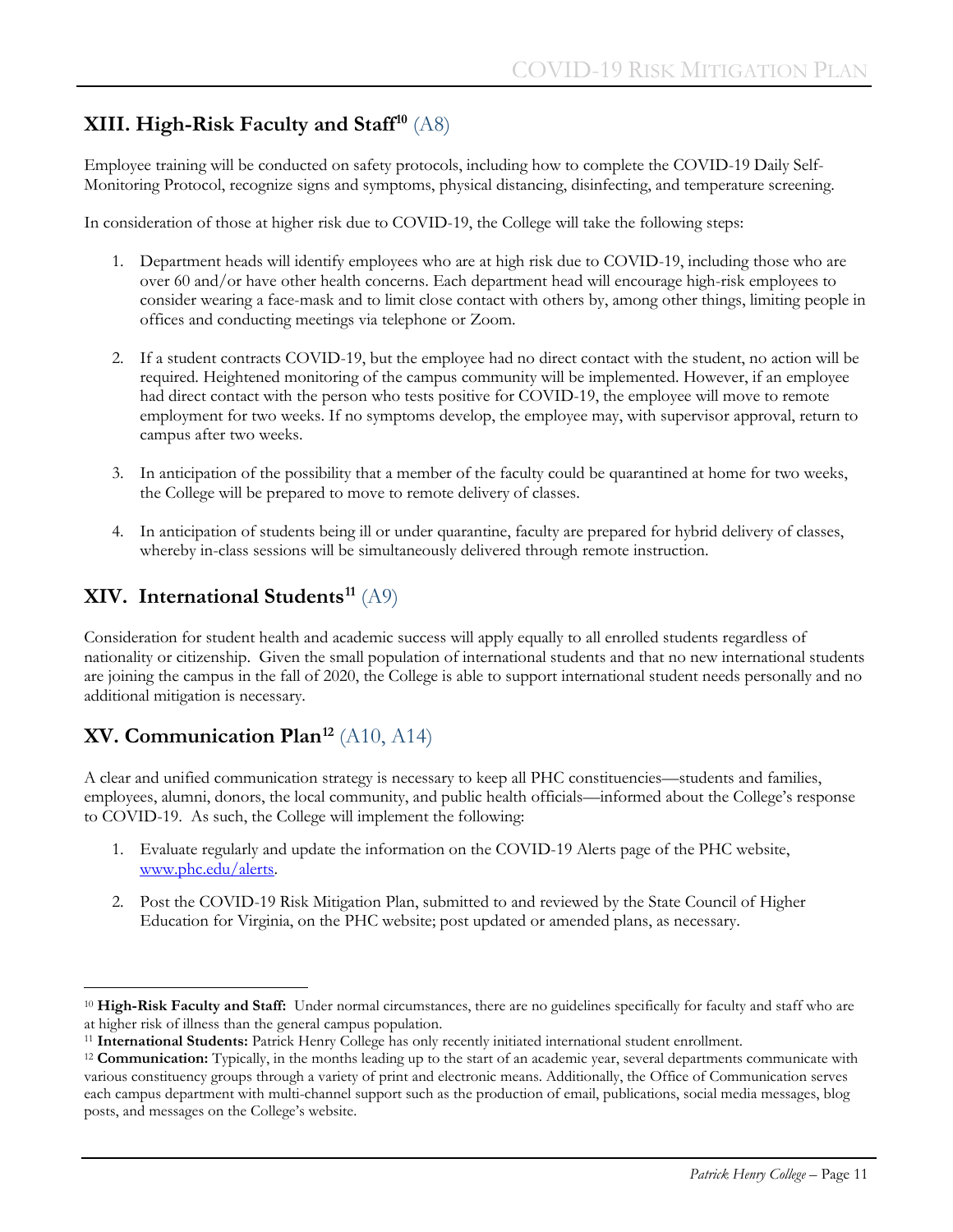## XIII. High-Risk Faculty and Staff[10] (A8)

Employee training will be conducted on safety protocols, including how to complete the COVID-19 Daily Self-Monitoring Protocol, recognize signs and symptoms, physical distancing, disinfecting, and temperature screening.

In consideration of those at higher risk due to COVID-19, the College will take the following steps:

1. Department heads will identify employees who are at high risk due to COVID-19, including those who are over 60 and/or have other health concerns. Each department head will encourage high-risk employees to consider wearing a face-mask and to limit close contact with others by, among other things, limiting people in offices and conducting meetings via telephone or Zoom.

2. If a student contracts COVID-19, but the employee had no direct contact with the student, no action will be required. Heightened monitoring of the campus community will be implemented. However, if an employee had direct contact with the person who tests positive for COVID-19, the employee will move to remote employment for two weeks. If no symptoms develop, the employee may, with supervisor approval, return to campus after two weeks.

3. In anticipation of the possibility that a member of the faculty could be quarantined at home for two weeks, the College will be prepared to move to remote delivery of classes.

4. In anticipation of students being ill or under quarantine, faculty are prepared for hybrid delivery of classes, whereby in-class sessions will be simultaneously delivered through remote instruction.

## XIV. International Students[11] (A9)

Consideration for student health and academic success will apply equally to all enrolled students regardless of nationality or citizenship. Given the small population of international students and that no new international students are joining the campus in the fall of 2020, the College is able to support international student needs personally and no additional mitigation is necessary.

## XV. Communication Plan[12] (A10, A14)

A clear and unified communication strategy is necessary to keep all PHC constituencies—students and families, employees, alumni, donors, the local community, and public health officials—informed about the College's response to COVID-19. As such, the College will implement the following:

1. Evaluate regularly and update the information on the COVID-19 Alerts page of the PHC website, [www.phc.edu/alerts](http://www.phc.edu/alerts).

2. Post the COVID-19 Risk Mitigation Plan, submitted to and reviewed by the State Council of Higher Education for Virginia, on the PHC website; post updated or amended plans, as necessary.

---

[10] **High-Risk Faculty and Staff:** Under normal circumstances, there are no guidelines specifically for faculty and staff who are at higher risk of illness than the general campus population.

[11] **International Students:** Patrick Henry College has only recently initiated international student enrollment.

[12] **Communication:** Typically, in the months leading up to the start of an academic year, several departments communicate with various constituency groups through a variety of print and electronic means. Additionally, the Office of Communication serves each campus department with multi-channel support such as the production of email, publications, social media messages, blog posts, and messages on the College's website.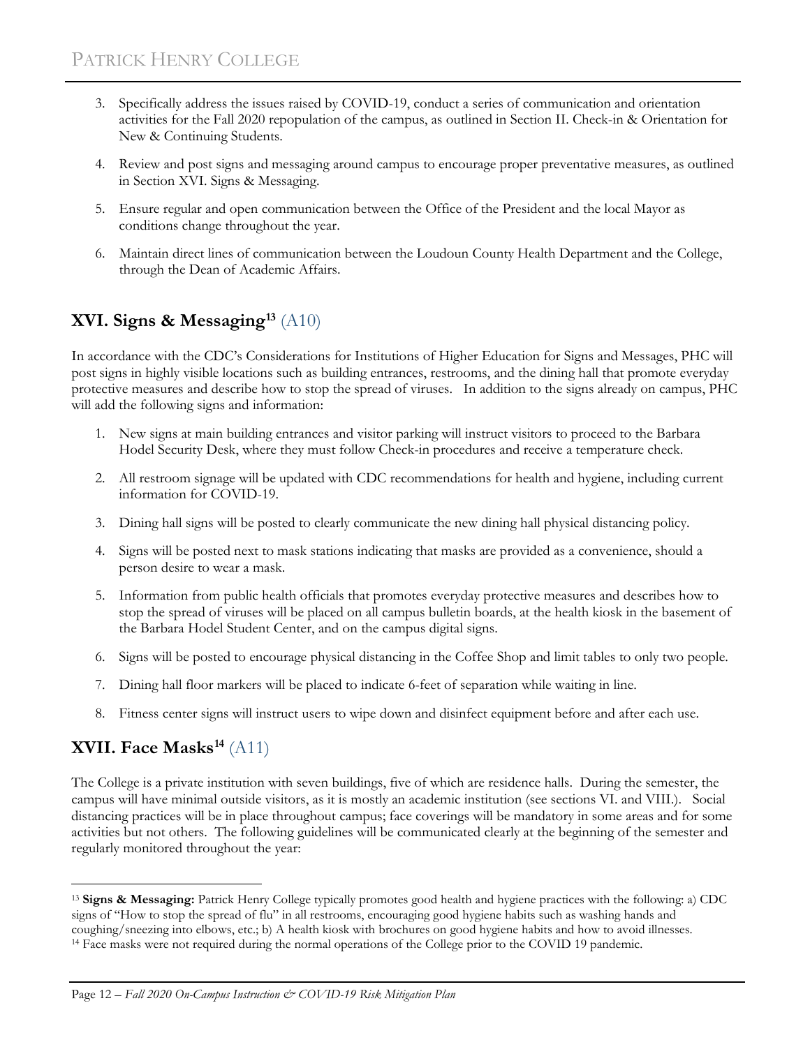3. Specifically address the issues raised by COVID-19, conduct a series of communication and orientation activities for the Fall 2020 repopulation of the campus, as outlined in Section II. Check-in & Orientation for New & Continuing Students.

4. Review and post signs and messaging around campus to encourage proper preventative measures, as outlined in Section XVI. Signs & Messaging.

5. Ensure regular and open communication between the Office of the President and the local Mayor as conditions change throughout the year.

6. Maintain direct lines of communication between the Loudoun County Health Department and the College, through the Dean of Academic Affairs.

## XVI. Signs & Messaging[13] (A10)

In accordance with the CDC's Considerations for Institutions of Higher Education for Signs and Messages, PHC will post signs in highly visible locations such as building entrances, restrooms, and the dining hall that promote everyday protective measures and describe how to stop the spread of viruses. In addition to the signs already on campus, PHC will add the following signs and information:

1. New signs at main building entrances and visitor parking will instruct visitors to proceed to the Barbara Hodel Security Desk, where they must follow Check-in procedures and receive a temperature check.

2. All restroom signage will be updated with CDC recommendations for health and hygiene, including current information for COVID-19.

3. Dining hall signs will be posted to clearly communicate the new dining hall physical distancing policy.

4. Signs will be posted next to mask stations indicating that masks are provided as a convenience, should a person desire to wear a mask.

5. Information from public health officials that promotes everyday protective measures and describes how to stop the spread of viruses will be placed on all campus bulletin boards, at the health kiosk in the basement of the Barbara Hodel Student Center, and on the campus digital signs.

6. Signs will be posted to encourage physical distancing in the Coffee Shop and limit tables to only two people.

7. Dining hall floor markers will be placed to indicate 6-feet of separation while waiting in line.

8. Fitness center signs will instruct users to wipe down and disinfect equipment before and after each use.

## XVII. Face Masks[14] (A11)

The College is a private institution with seven buildings, five of which are residence halls. During the semester, the campus will have minimal outside visitors, as it is mostly an academic institution (see sections VI. and VIII.). Social distancing practices will be in place throughout campus; face coverings will be mandatory in some areas and for some activities but not others. The following guidelines will be communicated clearly at the beginning of the semester and regularly monitored throughout the year:

---

[13] **Signs & Messaging:** Patrick Henry College typically promotes good health and hygiene practices with the following: a) CDC signs of "How to stop the spread of flu" in all restrooms, encouraging good hygiene habits such as washing hands and coughing/sneezing into elbows, etc.; b) A health kiosk with brochures on good hygiene habits and how to avoid illnesses.

[14] Face masks were not required during the normal operations of the College prior to the COVID 19 pandemic.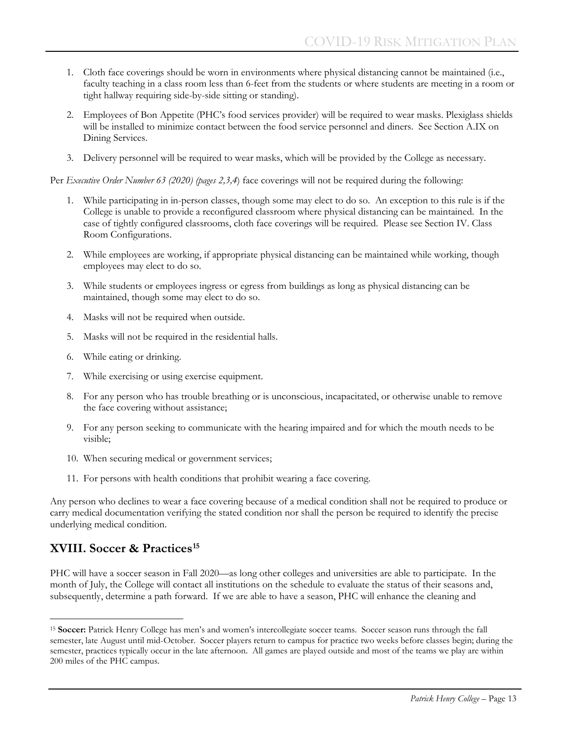1. Cloth face coverings should be worn in environments where physical distancing cannot be maintained (i.e., faculty teaching in a class room less than 6-feet from the students or where students are meeting in a room or tight hallway requiring side-by-side sitting or standing).

2. Employees of Bon Appetite (PHC's food services provider) will be required to wear masks. Plexiglass shields will be installed to minimize contact between the food service personnel and diners. See Section A.IX on Dining Services.

3. Delivery personnel will be required to wear masks, which will be provided by the College as necessary.

Per *Executive Order Number 63 (2020) (pages 2,3,4*) face coverings will not be required during the following:

1. While participating in in-person classes, though some may elect to do so. An exception to this rule is if the College is unable to provide a reconfigured classroom where physical distancing can be maintained. In the case of tightly configured classrooms, cloth face coverings will be required. Please see Section IV. Class Room Configurations.

2. While employees are working, if appropriate physical distancing can be maintained while working, though employees may elect to do so.

3. While students or employees ingress or egress from buildings as long as physical distancing can be maintained, though some may elect to do so.

4. Masks will not be required when outside.

5. Masks will not be required in the residential halls.

6. While eating or drinking.

7. While exercising or using exercise equipment.

8. For any person who has trouble breathing or is unconscious, incapacitated, or otherwise unable to remove the face covering without assistance;

9. For any person seeking to communicate with the hearing impaired and for which the mouth needs to be visible;

10. When securing medical or government services;

11. For persons with health conditions that prohibit wearing a face covering.

Any person who declines to wear a face covering because of a medical condition shall not be required to produce or carry medical documentation verifying the stated condition nor shall the person be required to identify the precise underlying medical condition.

## XVIII. Soccer & Practices[15]

PHC will have a soccer season in Fall 2020—as long other colleges and universities are able to participate. In the month of July, the College will contact all institutions on the schedule to evaluate the status of their seasons and, subsequently, determine a path forward. If we are able to have a season, PHC will enhance the cleaning and

---

[15] **Soccer:** Patrick Henry College has men's and women's intercollegiate soccer teams. Soccer season runs through the fall semester, late August until mid-October. Soccer players return to campus for practice two weeks before classes begin; during the semester, practices typically occur in the late afternoon. All games are played outside and most of the teams we play are within 200 miles of the PHC campus.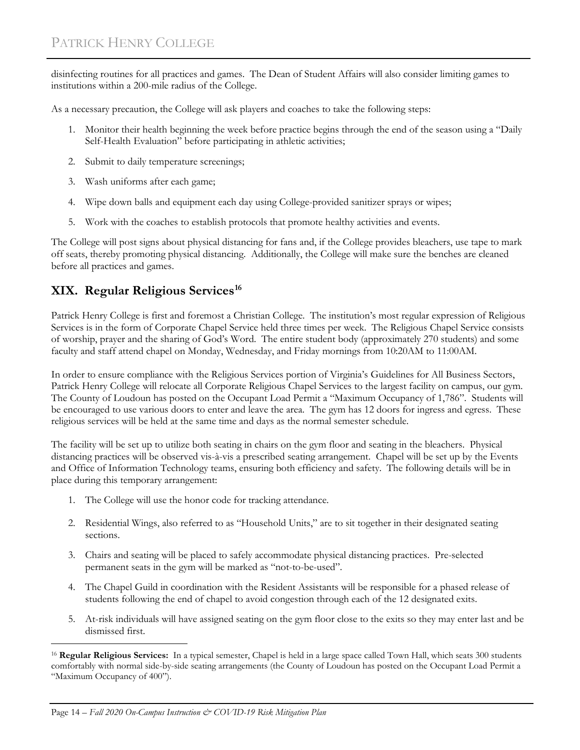disinfecting routines for all practices and games. The Dean of Student Affairs will also consider limiting games to institutions within a 200-mile radius of the College.

As a necessary precaution, the College will ask players and coaches to take the following steps:

1. Monitor their health beginning the week before practice begins through the end of the season using a "Daily Self-Health Evaluation" before participating in athletic activities;
2. Submit to daily temperature screenings;
3. Wash uniforms after each game;
4. Wipe down balls and equipment each day using College-provided sanitizer sprays or wipes;
5. Work with the coaches to establish protocols that promote healthy activities and events.

The College will post signs about physical distancing for fans and, if the College provides bleachers, use tape to mark off seats, thereby promoting physical distancing. Additionally, the College will make sure the benches are cleaned before all practices and games.

## XIX. Regular Religious Services[16]

Patrick Henry College is first and foremost a Christian College. The institution's most regular expression of Religious Services is in the form of Corporate Chapel Service held three times per week. The Religious Chapel Service consists of worship, prayer and the sharing of God's Word. The entire student body (approximately 270 students) and some faculty and staff attend chapel on Monday, Wednesday, and Friday mornings from 10:20AM to 11:00AM.

In order to ensure compliance with the Religious Services portion of Virginia's Guidelines for All Business Sectors, Patrick Henry College will relocate all Corporate Religious Chapel Services to the largest facility on campus, our gym. The County of Loudoun has posted on the Occupant Load Permit a "Maximum Occupancy of 1,786". Students will be encouraged to use various doors to enter and leave the area. The gym has 12 doors for ingress and egress. These religious services will be held at the same time and days as the normal semester schedule.

The facility will be set up to utilize both seating in chairs on the gym floor and seating in the bleachers. Physical distancing practices will be observed vis-à-vis a prescribed seating arrangement. Chapel will be set up by the Events and Office of Information Technology teams, ensuring both efficiency and safety. The following details will be in place during this temporary arrangement:

1. The College will use the honor code for tracking attendance.
2. Residential Wings, also referred to as "Household Units," are to sit together in their designated seating sections.
3. Chairs and seating will be placed to safely accommodate physical distancing practices. Pre-selected permanent seats in the gym will be marked as "not-to-be-used".
4. The Chapel Guild in coordination with the Resident Assistants will be responsible for a phased release of students following the end of chapel to avoid congestion through each of the 12 designated exits.
5. At-risk individuals will have assigned seating on the gym floor close to the exits so they may enter last and be dismissed first.

[16] **Regular Religious Services:** In a typical semester, Chapel is held in a large space called Town Hall, which seats 300 students comfortably with normal side-by-side seating arrangements (the County of Loudoun has posted on the Occupant Load Permit a "Maximum Occupancy of 400").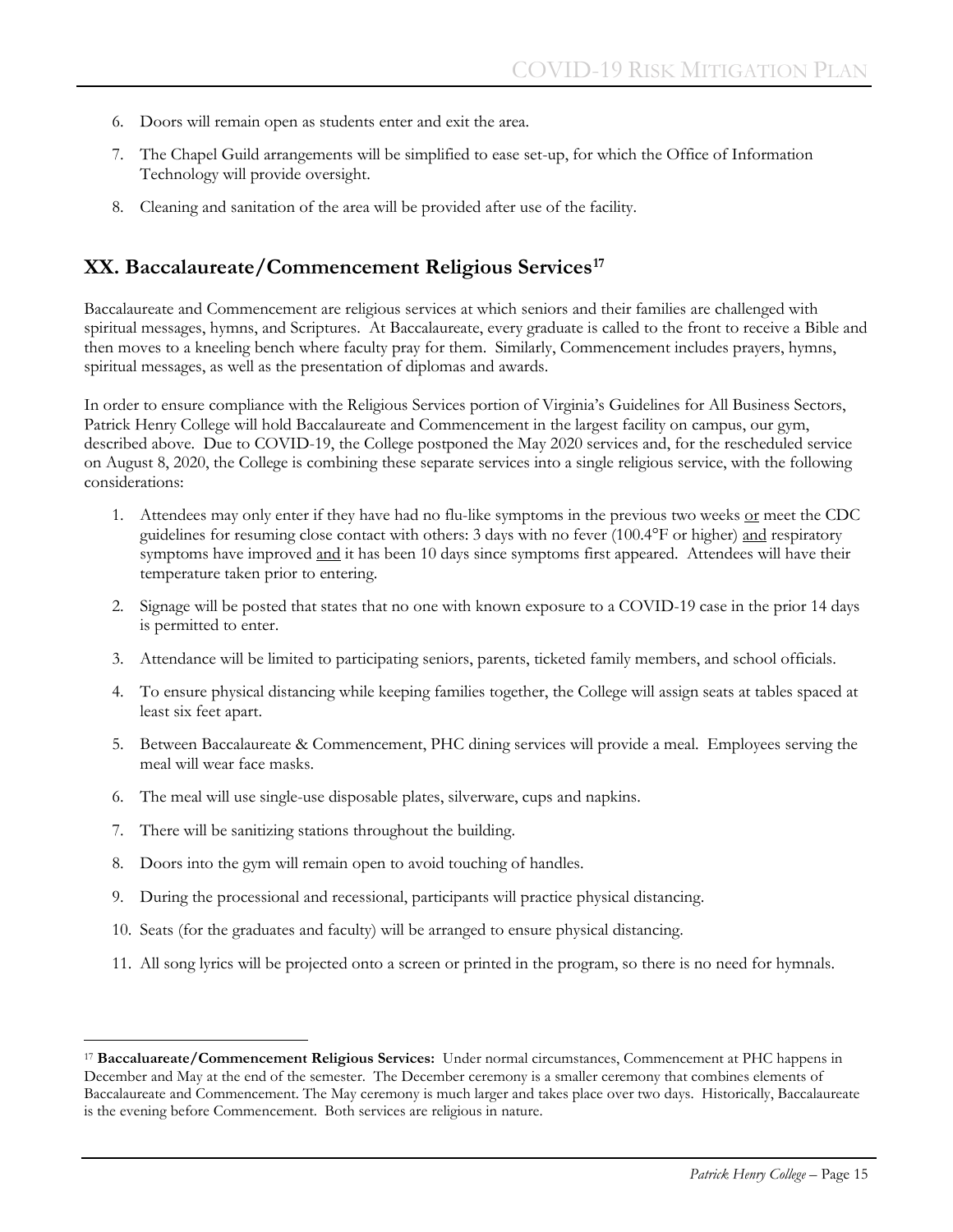6. Doors will remain open as students enter and exit the area.
7. The Chapel Guild arrangements will be simplified to ease set-up, for which the Office of Information Technology will provide oversight.
8. Cleaning and sanitation of the area will be provided after use of the facility.

## XX. Baccalaureate/Commencement Religious Services[17]

Baccalaureate and Commencement are religious services at which seniors and their families are challenged with spiritual messages, hymns, and Scriptures. At Baccalaureate, every graduate is called to the front to receive a Bible and then moves to a kneeling bench where faculty pray for them. Similarly, Commencement includes prayers, hymns, spiritual messages, as well as the presentation of diplomas and awards.

In order to ensure compliance with the Religious Services portion of Virginia's Guidelines for All Business Sectors, Patrick Henry College will hold Baccalaureate and Commencement in the largest facility on campus, our gym, described above. Due to COVID-19, the College postponed the May 2020 services and, for the rescheduled service on August 8, 2020, the College is combining these separate services into a single religious service, with the following considerations:

1. Attendees may only enter if they have had no flu-like symptoms in the previous two weeks or meet the CDC guidelines for resuming close contact with others: 3 days with no fever (100.4°F or higher) and respiratory symptoms have improved and it has been 10 days since symptoms first appeared. Attendees will have their temperature taken prior to entering.
2. Signage will be posted that states that no one with known exposure to a COVID-19 case in the prior 14 days is permitted to enter.
3. Attendance will be limited to participating seniors, parents, ticketed family members, and school officials.
4. To ensure physical distancing while keeping families together, the College will assign seats at tables spaced at least six feet apart.
5. Between Baccalaureate & Commencement, PHC dining services will provide a meal. Employees serving the meal will wear face masks.
6. The meal will use single-use disposable plates, silverware, cups and napkins.
7. There will be sanitizing stations throughout the building.
8. Doors into the gym will remain open to avoid touching of handles.
9. During the processional and recessional, participants will practice physical distancing.
10. Seats (for the graduates and faculty) will be arranged to ensure physical distancing.
11. All song lyrics will be projected onto a screen or printed in the program, so there is no need for hymnals.

---

[17] **Baccaluareate/Commencement Religious Services:** Under normal circumstances, Commencement at PHC happens in December and May at the end of the semester. The December ceremony is a smaller ceremony that combines elements of Baccalaureate and Commencement. The May ceremony is much larger and takes place over two days. Historically, Baccalaureate is the evening before Commencement. Both services are religious in nature.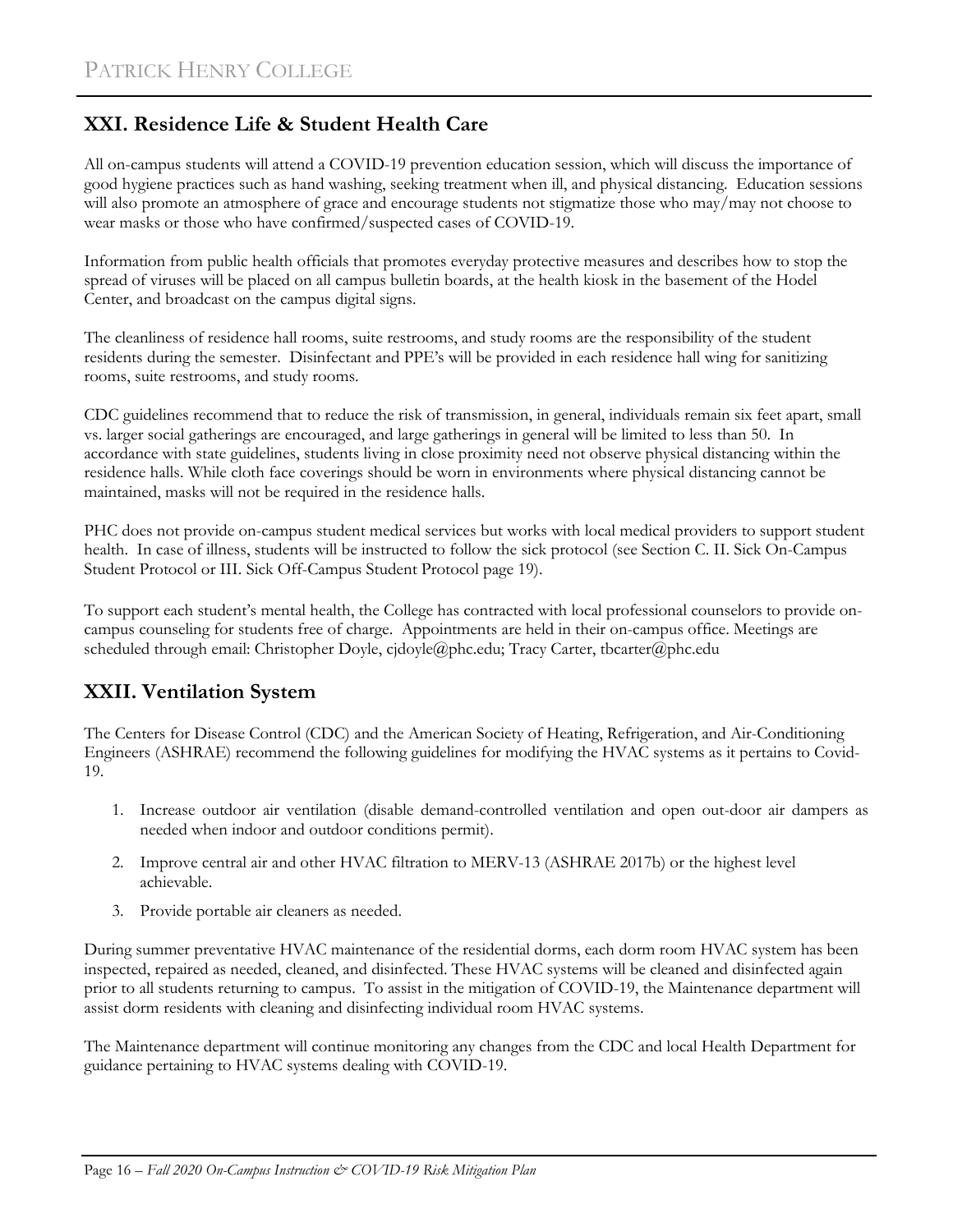## XXI. Residence Life & Student Health Care

All on-campus students will attend a COVID-19 prevention education session, which will discuss the importance of good hygiene practices such as hand washing, seeking treatment when ill, and physical distancing. Education sessions will also promote an atmosphere of grace and encourage students not stigmatize those who may/may not choose to wear masks or those who have confirmed/suspected cases of COVID-19.

Information from public health officials that promotes everyday protective measures and describes how to stop the spread of viruses will be placed on all campus bulletin boards, at the health kiosk in the basement of the Hodel Center, and broadcast on the campus digital signs.

The cleanliness of residence hall rooms, suite restrooms, and study rooms are the responsibility of the student residents during the semester. Disinfectant and PPE's will be provided in each residence hall wing for sanitizing rooms, suite restrooms, and study rooms.

CDC guidelines recommend that to reduce the risk of transmission, in general, individuals remain six feet apart, small vs. larger social gatherings are encouraged, and large gatherings in general will be limited to less than 50. In accordance with state guidelines, students living in close proximity need not observe physical distancing within the residence halls. While cloth face coverings should be worn in environments where physical distancing cannot be maintained, masks will not be required in the residence halls.

PHC does not provide on-campus student medical services but works with local medical providers to support student health. In case of illness, students will be instructed to follow the sick protocol (see Section C. II. Sick On-Campus Student Protocol or III. Sick Off-Campus Student Protocol page 19).

To support each student's mental health, the College has contracted with local professional counselors to provide on-campus counseling for students free of charge. Appointments are held in their on-campus office. Meetings are scheduled through email: Christopher Doyle, cjdoyle@phc.edu; Tracy Carter, tbcarter@phc.edu

## XXII. Ventilation System

The Centers for Disease Control (CDC) and the American Society of Heating, Refrigeration, and Air-Conditioning Engineers (ASHRAE) recommend the following guidelines for modifying the HVAC systems as it pertains to Covid-19.

1. Increase outdoor air ventilation (disable demand-controlled ventilation and open out-door air dampers as needed when indoor and outdoor conditions permit).
2. Improve central air and other HVAC filtration to MERV-13 (ASHRAE 2017b) or the highest level achievable.
3. Provide portable air cleaners as needed.

During summer preventative HVAC maintenance of the residential dorms, each dorm room HVAC system has been inspected, repaired as needed, cleaned, and disinfected. These HVAC systems will be cleaned and disinfected again prior to all students returning to campus. To assist in the mitigation of COVID-19, the Maintenance department will assist dorm residents with cleaning and disinfecting individual room HVAC systems.

The Maintenance department will continue monitoring any changes from the CDC and local Health Department for guidance pertaining to HVAC systems dealing with COVID-19.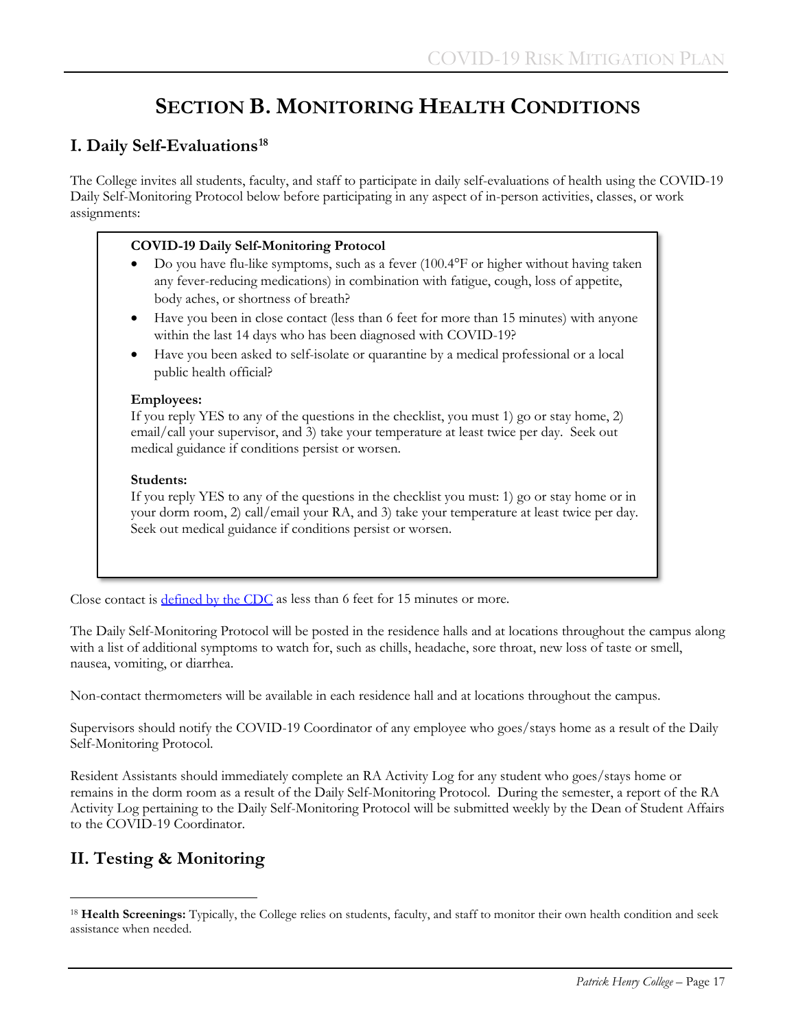# SECTION B. MONITORING HEALTH CONDITIONS

## I. Daily Self-Evaluations[18]

The College invites all students, faculty, and staff to participate in daily self-evaluations of health using the COVID-19 Daily Self-Monitoring Protocol below before participating in any aspect of in-person activities, classes, or work assignments:

**COVID-19 Daily Self-Monitoring Protocol**

- Do you have flu-like symptoms, such as a fever (100.4°F or higher without having taken any fever-reducing medications) in combination with fatigue, cough, loss of appetite, body aches, or shortness of breath?
- Have you been in close contact (less than 6 feet for more than 15 minutes) with anyone within the last 14 days who has been diagnosed with COVID-19?
- Have you been asked to self-isolate or quarantine by a medical professional or a local public health official?

**Employees:**
If you reply YES to any of the questions in the checklist, you must 1) go or stay home, 2) email/call your supervisor, and 3) take your temperature at least twice per day. Seek out medical guidance if conditions persist or worsen.

**Students:**
If you reply YES to any of the questions in the checklist you must: 1) go or stay home or in your dorm room, 2) call/email your RA, and 3) take your temperature at least twice per day. Seek out medical guidance if conditions persist or worsen.

Close contact is defined by the CDC as less than 6 feet for 15 minutes or more.

The Daily Self-Monitoring Protocol will be posted in the residence halls and at locations throughout the campus along with a list of additional symptoms to watch for, such as chills, headache, sore throat, new loss of taste or smell, nausea, vomiting, or diarrhea.

Non-contact thermometers will be available in each residence hall and at locations throughout the campus.

Supervisors should notify the COVID-19 Coordinator of any employee who goes/stays home as a result of the Daily Self-Monitoring Protocol.

Resident Assistants should immediately complete an RA Activity Log for any student who goes/stays home or remains in the dorm room as a result of the Daily Self-Monitoring Protocol. During the semester, a report of the RA Activity Log pertaining to the Daily Self-Monitoring Protocol will be submitted weekly by the Dean of Student Affairs to the COVID-19 Coordinator.

## II. Testing & Monitoring

[18] **Health Screenings:** Typically, the College relies on students, faculty, and staff to monitor their own health condition and seek assistance when needed.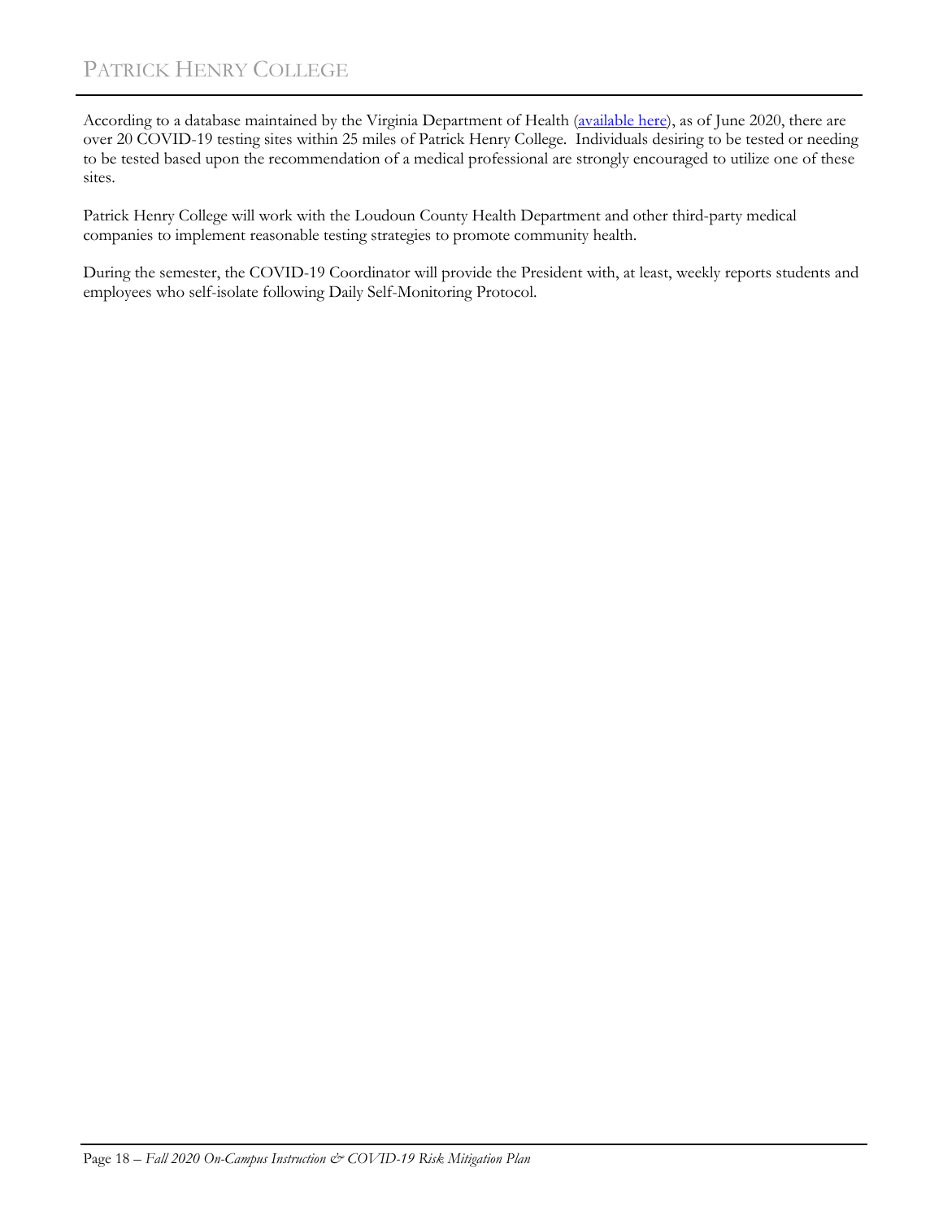According to a database maintained by the Virginia Department of Health (available here), as of June 2020, there are over 20 COVID-19 testing sites within 25 miles of Patrick Henry College. Individuals desiring to be tested or needing to be tested based upon the recommendation of a medical professional are strongly encouraged to utilize one of these sites.

Patrick Henry College will work with the Loudoun County Health Department and other third-party medical companies to implement reasonable testing strategies to promote community health.

During the semester, the COVID-19 Coordinator will provide the President with, at least, weekly reports students and employees who self-isolate following Daily Self-Monitoring Protocol.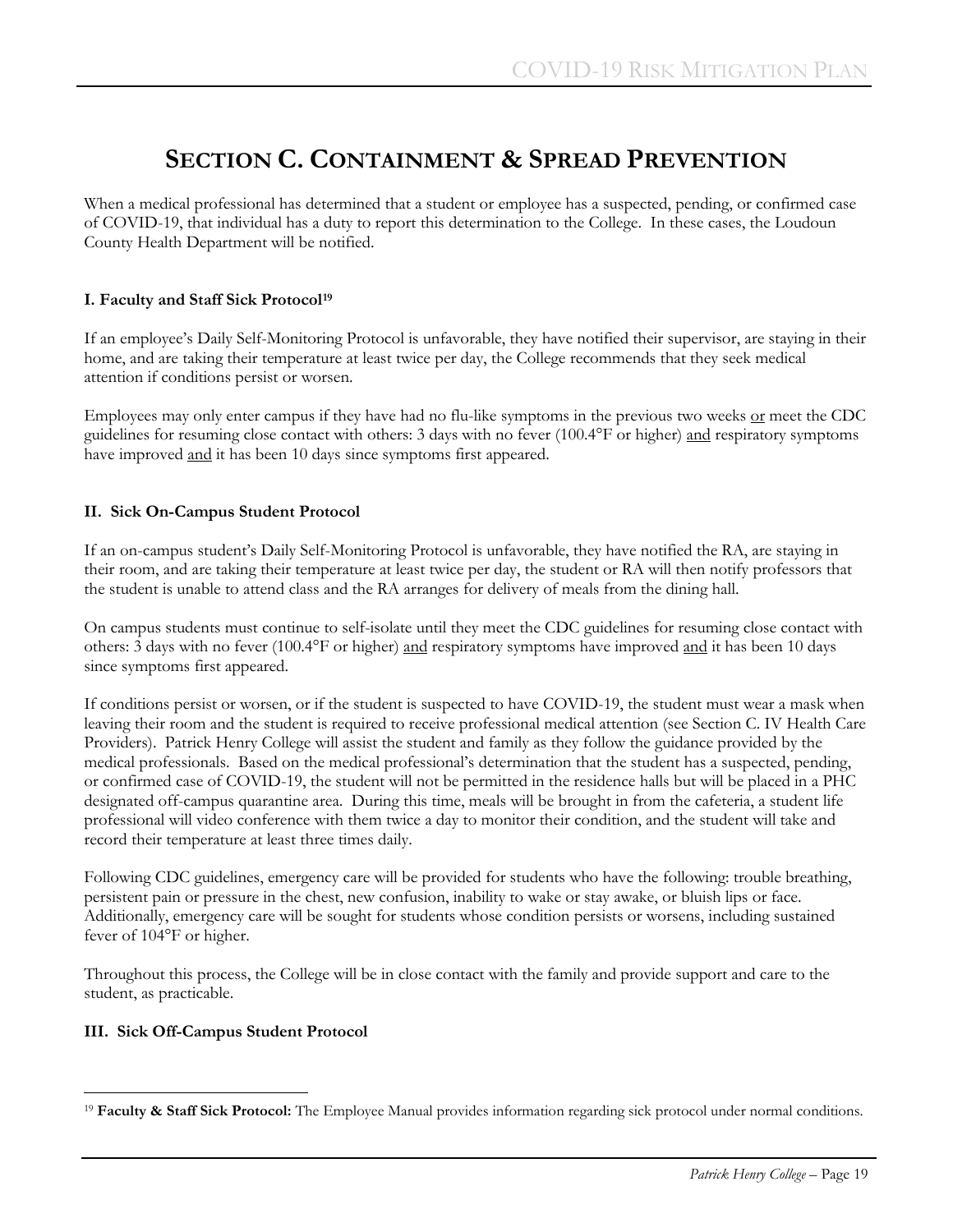# Section C. Containment & Spread Prevention

When a medical professional has determined that a student or employee has a suspected, pending, or confirmed case of COVID-19, that individual has a duty to report this determination to the College. In these cases, the Loudoun County Health Department will be notified.

### I. Faculty and Staff Sick Protocol[19]

If an employee's Daily Self-Monitoring Protocol is unfavorable, they have notified their supervisor, are staying in their home, and are taking their temperature at least twice per day, the College recommends that they seek medical attention if conditions persist or worsen.

Employees may only enter campus if they have had no flu-like symptoms in the previous two weeks or meet the CDC guidelines for resuming close contact with others: 3 days with no fever (100.4°F or higher) and respiratory symptoms have improved and it has been 10 days since symptoms first appeared.

### II. Sick On-Campus Student Protocol

If an on-campus student's Daily Self-Monitoring Protocol is unfavorable, they have notified the RA, are staying in their room, and are taking their temperature at least twice per day, the student or RA will then notify professors that the student is unable to attend class and the RA arranges for delivery of meals from the dining hall.

On campus students must continue to self-isolate until they meet the CDC guidelines for resuming close contact with others: 3 days with no fever (100.4°F or higher) and respiratory symptoms have improved and it has been 10 days since symptoms first appeared.

If conditions persist or worsen, or if the student is suspected to have COVID-19, the student must wear a mask when leaving their room and the student is required to receive professional medical attention (see Section C. IV Health Care Providers). Patrick Henry College will assist the student and family as they follow the guidance provided by the medical professionals. Based on the medical professional's determination that the student has a suspected, pending, or confirmed case of COVID-19, the student will not be permitted in the residence halls but will be placed in a PHC designated off-campus quarantine area. During this time, meals will be brought in from the cafeteria, a student life professional will video conference with them twice a day to monitor their condition, and the student will take and record their temperature at least three times daily.

Following CDC guidelines, emergency care will be provided for students who have the following: trouble breathing, persistent pain or pressure in the chest, new confusion, inability to wake or stay awake, or bluish lips or face. Additionally, emergency care will be sought for students whose condition persists or worsens, including sustained fever of 104°F or higher.

Throughout this process, the College will be in close contact with the family and provide support and care to the student, as practicable.

### III. Sick Off-Campus Student Protocol

---

[19] **Faculty & Staff Sick Protocol:** The Employee Manual provides information regarding sick protocol under normal conditions.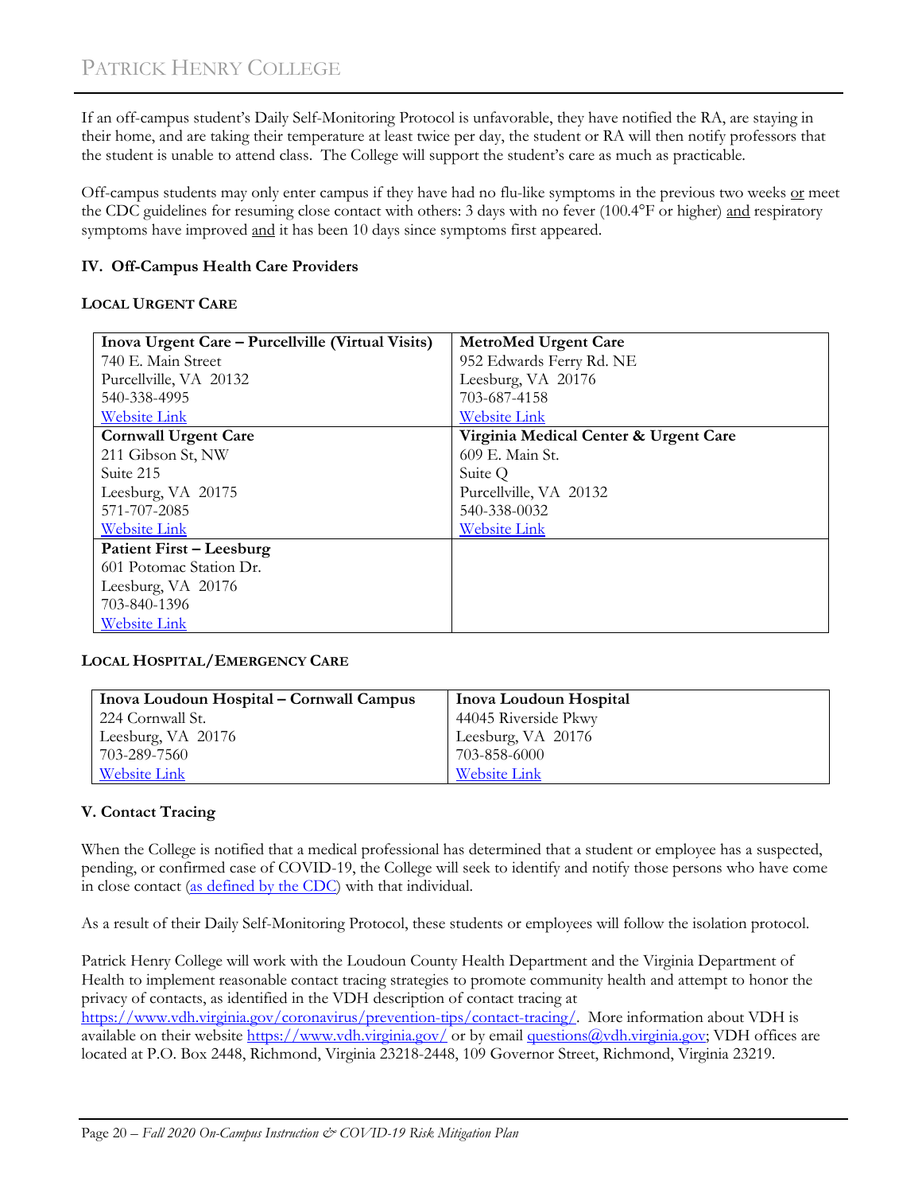If an off-campus student's Daily Self-Monitoring Protocol is unfavorable, they have notified the RA, are staying in their home, and are taking their temperature at least twice per day, the student or RA will then notify professors that the student is unable to attend class. The College will support the student's care as much as practicable.

Off-campus students may only enter campus if they have had no flu-like symptoms in the previous two weeks or meet the CDC guidelines for resuming close contact with others: 3 days with no fever (100.4°F or higher) and respiratory symptoms have improved and it has been 10 days since symptoms first appeared.

## IV. Off-Campus Health Care Providers

### LOCAL URGENT CARE

| **Inova Urgent Care – Purcellville (Virtual Visits)**<br>740 E. Main Street<br>Purcellville, VA 20132<br>540-338-4995<br>Website Link | **MetroMed Urgent Care**<br>952 Edwards Ferry Rd. NE<br>Leesburg, VA 20176<br>703-687-4158<br>Website Link |
|---|---|
| **Cornwall Urgent Care**<br>211 Gibson St, NW<br>Suite 215<br>Leesburg, VA 20175<br>571-707-2085<br>Website Link | **Virginia Medical Center & Urgent Care**<br>609 E. Main St.<br>Suite Q<br>Purcellville, VA 20132<br>540-338-0032<br>Website Link |
| **Patient First – Leesburg**<br>601 Potomac Station Dr.<br>Leesburg, VA 20176<br>703-840-1396<br>Website Link | |

### LOCAL HOSPITAL/EMERGENCY CARE

| **Inova Loudoun Hospital – Cornwall Campus**<br>224 Cornwall St.<br>Leesburg, VA 20176<br>703-289-7560<br>Website Link | **Inova Loudoun Hospital**<br>44045 Riverside Pkwy<br>Leesburg, VA 20176<br>703-858-6000<br>Website Link |
|---|---|

## V. Contact Tracing

When the College is notified that a medical professional has determined that a student or employee has a suspected, pending, or confirmed case of COVID-19, the College will seek to identify and notify those persons who have come in close contact (as defined by the CDC) with that individual.

As a result of their Daily Self-Monitoring Protocol, these students or employees will follow the isolation protocol.

Patrick Henry College will work with the Loudoun County Health Department and the Virginia Department of Health to implement reasonable contact tracing strategies to promote community health and attempt to honor the privacy of contacts, as identified in the VDH description of contact tracing at https://www.vdh.virginia.gov/coronavirus/prevention-tips/contact-tracing/. More information about VDH is available on their website https://www.vdh.virginia.gov/ or by email questions@vdh.virginia.gov; VDH offices are located at P.O. Box 2448, Richmond, Virginia 23218-2448, 109 Governor Street, Richmond, Virginia 23219.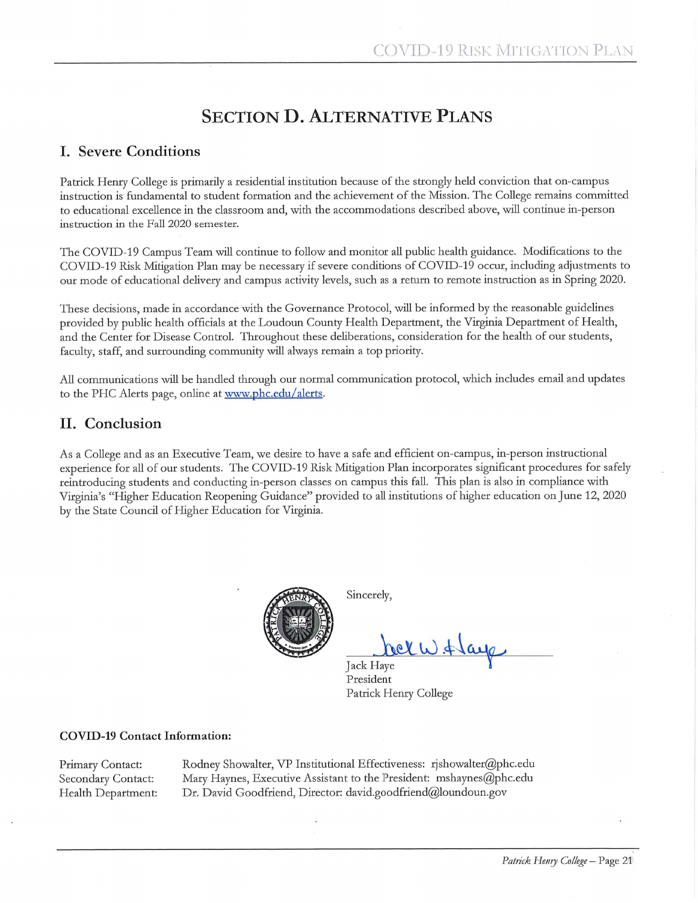# SECTION D. ALTERNATIVE PLANS

## I. Severe Conditions

Patrick Henry College is primarily a residential institution because of the strongly held conviction that on-campus instruction is fundamental to student formation and the achievement of the Mission. The College remains committed to educational excellence in the classroom and, with the accommodations described above, will continue in-person instruction in the Fall 2020 semester.

The COVID-19 Campus Team will continue to follow and monitor all public health guidance. Modifications to the COVID-19 Risk Mitigation Plan may be necessary if severe conditions of COVID-19 occur, including adjustments to our mode of educational delivery and campus activity levels, such as a return to remote instruction as in Spring 2020.

These decisions, made in accordance with the Governance Protocol, will be informed by the reasonable guidelines provided by public health officials at the Loudoun County Health Department, the Virginia Department of Health, and the Center for Disease Control. Throughout these deliberations, consideration for the health of our students, faculty, staff, and surrounding community will always remain a top priority.

All communications will be handled through our normal communication protocol, which includes email and updates to the PHC Alerts page, online at www.phc.edu/alerts.

## II. Conclusion

As a College and as an Executive Team, we desire to have a safe and efficient on-campus, in-person instructional experience for all of our students. The COVID-19 Risk Mitigation Plan incorporates significant procedures for safely reintroducing students and conducting in-person classes on campus this fall. This plan is also in compliance with Virginia's "Higher Education Reopening Guidance" provided to all institutions of higher education on June 12, 2020 by the State Council of Higher Education for Virginia.

Sincerely,

Jack W. Haye

Jack Haye
President
Patrick Henry College

**COVID-19 Contact Information:**

Primary Contact: Rodney Showalter, VP Institutional Effectiveness: rjshowalter@phc.edu
Secondary Contact: Mary Haynes, Executive Assistant to the President: mshaynes@phc.edu
Health Department: Dr. David Goodfriend, Director: david.goodfriend@loudoun.gov